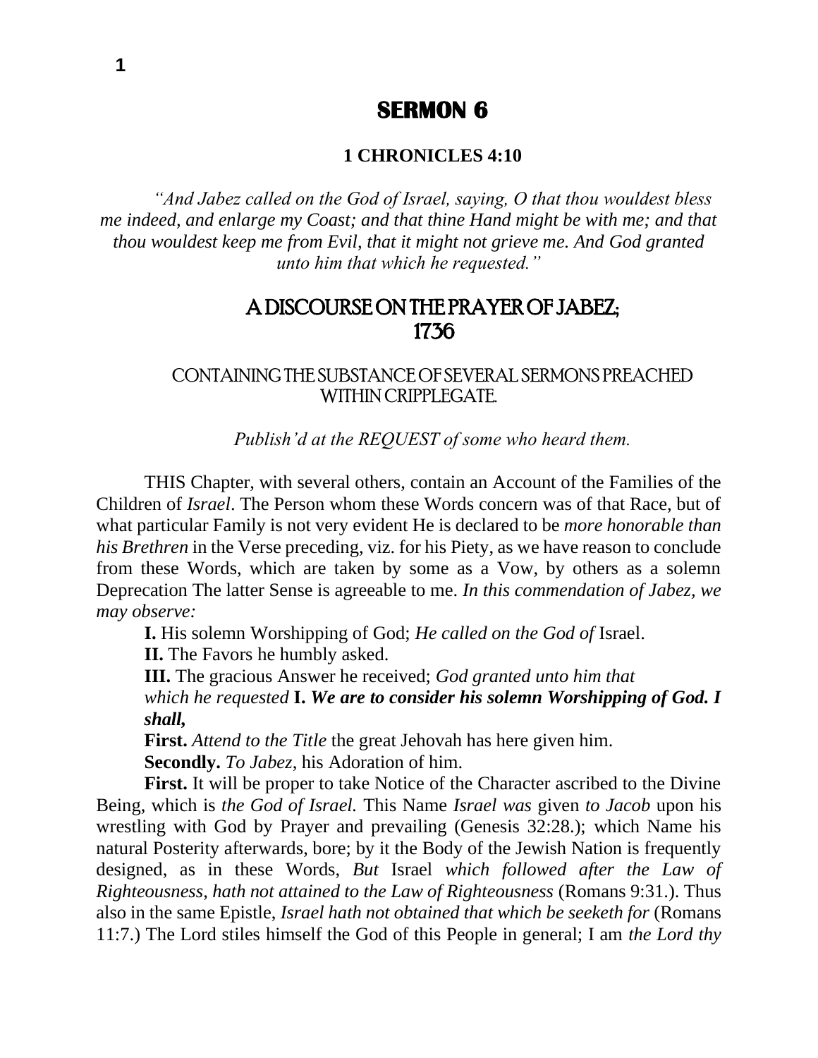# SERMON 6

**1 CHRONICLES 4:10**

*"And Jabez called on the God of Israel, saying, O that thou wouldest bless me indeed, and enlarge my Coast; and that thine Hand might be with me; and that thou wouldest keep me from Evil, that it might not grieve me. And God granted unto him that which he requested."*

## A DISCOURSE ON THE PRAYER OF JABEZ; 1736

### CONTAINING THE SUBSTANCE OF SEVERAL SERMONS PREACHED WITHIN CRIPPLEGATE.

*Publish'd at the REQUEST of some who heard them.*

THIS Chapter, with several others, contain an Account of the Families of the Children of *Israel*. The Person whom these Words concern was of that Race, but of what particular Family is not very evident He is declared to be *more honorable than his Brethren* in the Verse preceding, viz. for his Piety, as we have reason to conclude from these Words, which are taken by some as a Vow, by others as a solemn Deprecation The latter Sense is agreeable to me. *In this commendation of Jabez, we may observe:*

**I.** His solemn Worshipping of God; *He called on the God of* Israel.

**II.** The Favors he humbly asked.

**III.** The gracious Answer he received; *God granted unto him that which he requested* **I.** ***We are to consider his solemn Worshipping of God. I shall,***

**First.** *Attend to the Title* the great Jehovah has here given him.

**Secondly.** *To Jabez,* his Adoration of him.

**First.** It will be proper to take Notice of the Character ascribed to the Divine Being, which is *the God of Israel.* This Name *Israel was* given *to Jacob* upon his wrestling with God by Prayer and prevailing (Genesis 32:28.); which Name his natural Posterity afterwards, bore; by it the Body of the Jewish Nation is frequently designed, as in these Words, *But* Israel *which followed after the Law of Righteousness, hath not attained to the Law of Righteousness* (Romans 9:31.). Thus also in the same Epistle, *Israel hath not obtained that which be seeketh for* (Romans 11:7.) The Lord stiles himself the God of this People in general; I am *the Lord thy*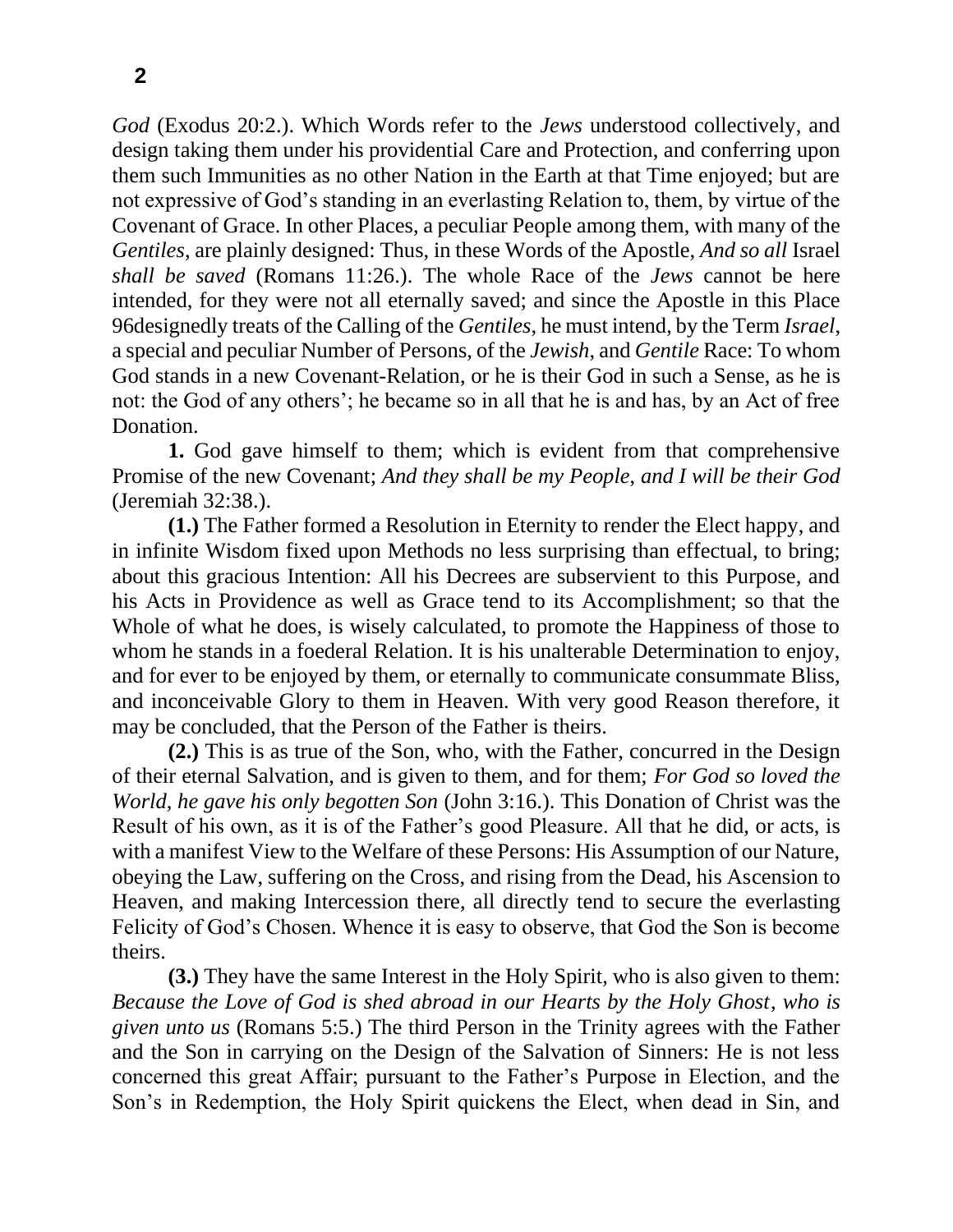*God* (Exodus 20:2.). Which Words refer to the *Jews* understood collectively, and design taking them under his providential Care and Protection, and conferring upon them such Immunities as no other Nation in the Earth at that Time enjoyed; but are not expressive of God's standing in an everlasting Relation to, them, by virtue of the Covenant of Grace. In other Places, a peculiar People among them, with many of the *Gentiles*, are plainly designed: Thus, in these Words of the Apostle, *And so all* Israel *shall be saved* (Romans 11:26.). The whole Race of the *Jews* cannot be here intended, for they were not all eternally saved; and since the Apostle in this Place 96designedly treats of the Calling of the *Gentiles*, he must intend, by the Term *Israel*, a special and peculiar Number of Persons, of the *Jewish,* and *Gentile* Race: To whom God stands in a new Covenant-Relation, or he is their God in such a Sense, as he is not: the God of any others'; he became so in all that he is and has, by an Act of free Donation.

**1.** God gave himself to them; which is evident from that comprehensive Promise of the new Covenant; *And they shall be my People, and I will be their God* (Jeremiah 32:38.).

**(1.)** The Father formed a Resolution in Eternity to render the Elect happy, and in infinite Wisdom fixed upon Methods no less surprising than effectual, to bring; about this gracious Intention: All his Decrees are subservient to this Purpose, and his Acts in Providence as well as Grace tend to its Accomplishment; so that the Whole of what he does, is wisely calculated, to promote the Happiness of those to whom he stands in a foederal Relation. It is his unalterable Determination to enjoy, and for ever to be enjoyed by them, or eternally to communicate consummate Bliss, and inconceivable Glory to them in Heaven. With very good Reason therefore, it may be concluded, that the Person of the Father is theirs.

**(2.)** This is as true of the Son, who, with the Father, concurred in the Design of their eternal Salvation, and is given to them, and for them; *For God so loved the World, he gave his only begotten Son* (John 3:16.). This Donation of Christ was the Result of his own, as it is of the Father's good Pleasure. All that he did, or acts, is with a manifest View to the Welfare of these Persons: His Assumption of our Nature, obeying the Law, suffering on the Cross, and rising from the Dead, his Ascension to Heaven, and making Intercession there, all directly tend to secure the everlasting Felicity of God's Chosen. Whence it is easy to observe, that God the Son is become theirs.

**(3.)** They have the same Interest in the Holy Spirit, who is also given to them: *Because the Love of God is shed abroad in our Hearts by the Holy Ghost*, *who is given unto us* (Romans 5:5.) The third Person in the Trinity agrees with the Father and the Son in carrying on the Design of the Salvation of Sinners: He is not less concerned this great Affair; pursuant to the Father's Purpose in Election, and the Son's in Redemption, the Holy Spirit quickens the Elect, when dead in Sin, and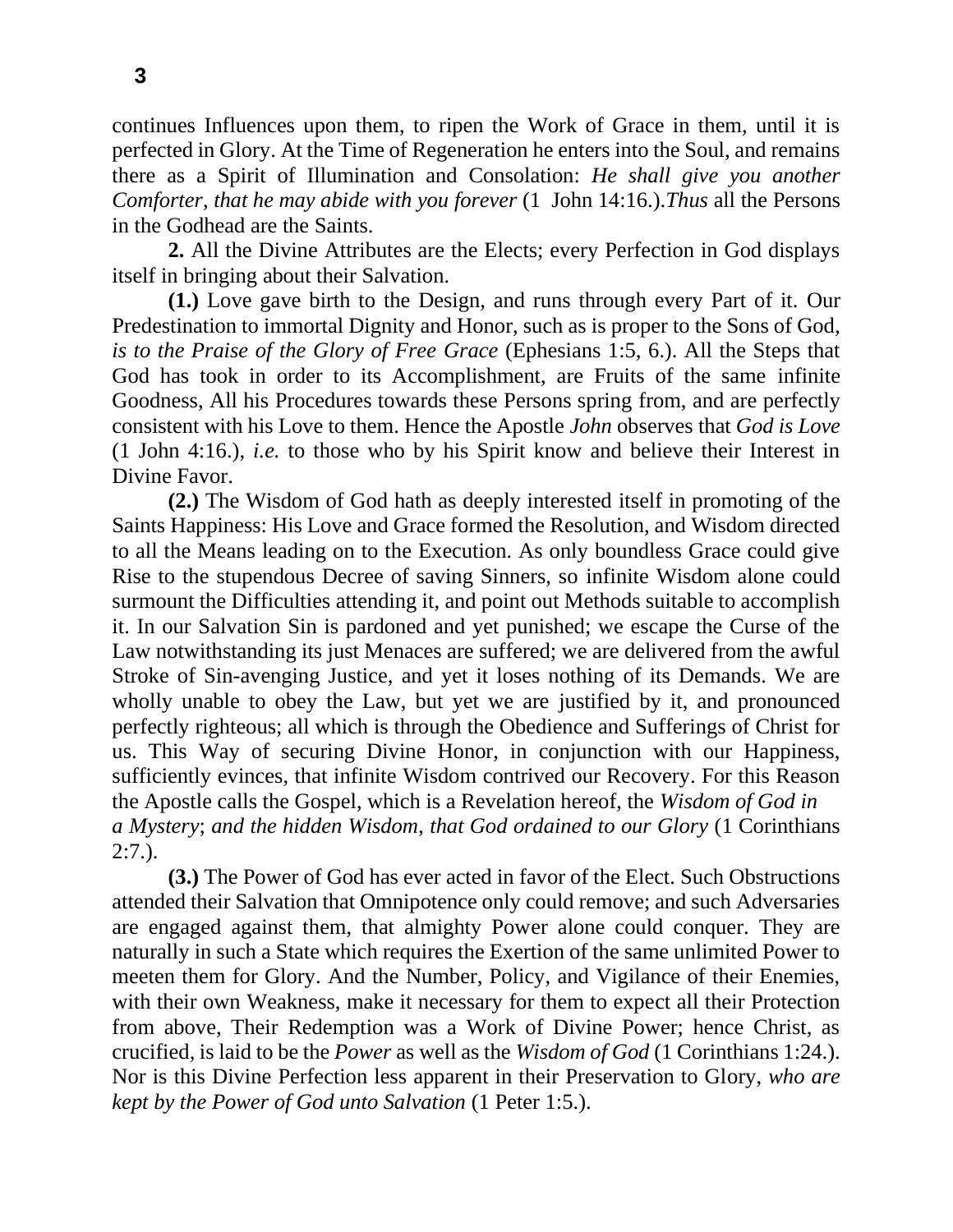continues Influences upon them, to ripen the Work of Grace in them, until it is perfected in Glory. At the Time of Regeneration he enters into the Soul, and remains there as a Spirit of Illumination and Consolation: *He shall give you another Comforter*, *that he may abide with you forever* (1 John 14:16.).*Thus* all the Persons in the Godhead are the Saints.

**2.** All the Divine Attributes are the Elects; every Perfection in God displays itself in bringing about their Salvation.

**(1.)** Love gave birth to the Design, and runs through every Part of it. Our Predestination to immortal Dignity and Honor, such as is proper to the Sons of God, *is to the Praise of the Glory of Free Grace* (Ephesians 1:5, 6.). All the Steps that God has took in order to its Accomplishment, are Fruits of the same infinite Goodness, All his Procedures towards these Persons spring from, and are perfectly consistent with his Love to them. Hence the Apostle *John* observes that *God is Love* (1 John 4:16.), *i.e.* to those who by his Spirit know and believe their Interest in Divine Favor.

**(2.)** The Wisdom of God hath as deeply interested itself in promoting of the Saints Happiness: His Love and Grace formed the Resolution, and Wisdom directed to all the Means leading on to the Execution. As only boundless Grace could give Rise to the stupendous Decree of saving Sinners, so infinite Wisdom alone could surmount the Difficulties attending it, and point out Methods suitable to accomplish it. In our Salvation Sin is pardoned and yet punished; we escape the Curse of the Law notwithstanding its just Menaces are suffered; we are delivered from the awful Stroke of Sin-avenging Justice, and yet it loses nothing of its Demands. We are wholly unable to obey the Law, but yet we are justified by it, and pronounced perfectly righteous; all which is through the Obedience and Sufferings of Christ for us. This Way of securing Divine Honor, in conjunction with our Happiness, sufficiently evinces, that infinite Wisdom contrived our Recovery. For this Reason the Apostle calls the Gospel, which is a Revelation hereof, the *Wisdom of God in a Mystery*; *and the hidden Wisdom, that God ordained to our Glory* (1 Corinthians 2:7.).

**(3.)** The Power of God has ever acted in favor of the Elect. Such Obstructions attended their Salvation that Omnipotence only could remove; and such Adversaries are engaged against them, that almighty Power alone could conquer. They are naturally in such a State which requires the Exertion of the same unlimited Power to meeten them for Glory. And the Number, Policy, and Vigilance of their Enemies, with their own Weakness, make it necessary for them to expect all their Protection from above, Their Redemption was a Work of Divine Power; hence Christ, as crucified, is laid to be the *Power* as well as the *Wisdom of God* (1 Corinthians 1:24.). Nor is this Divine Perfection less apparent in their Preservation to Glory, *who are kept by the Power of God unto Salvation* (1 Peter 1:5.).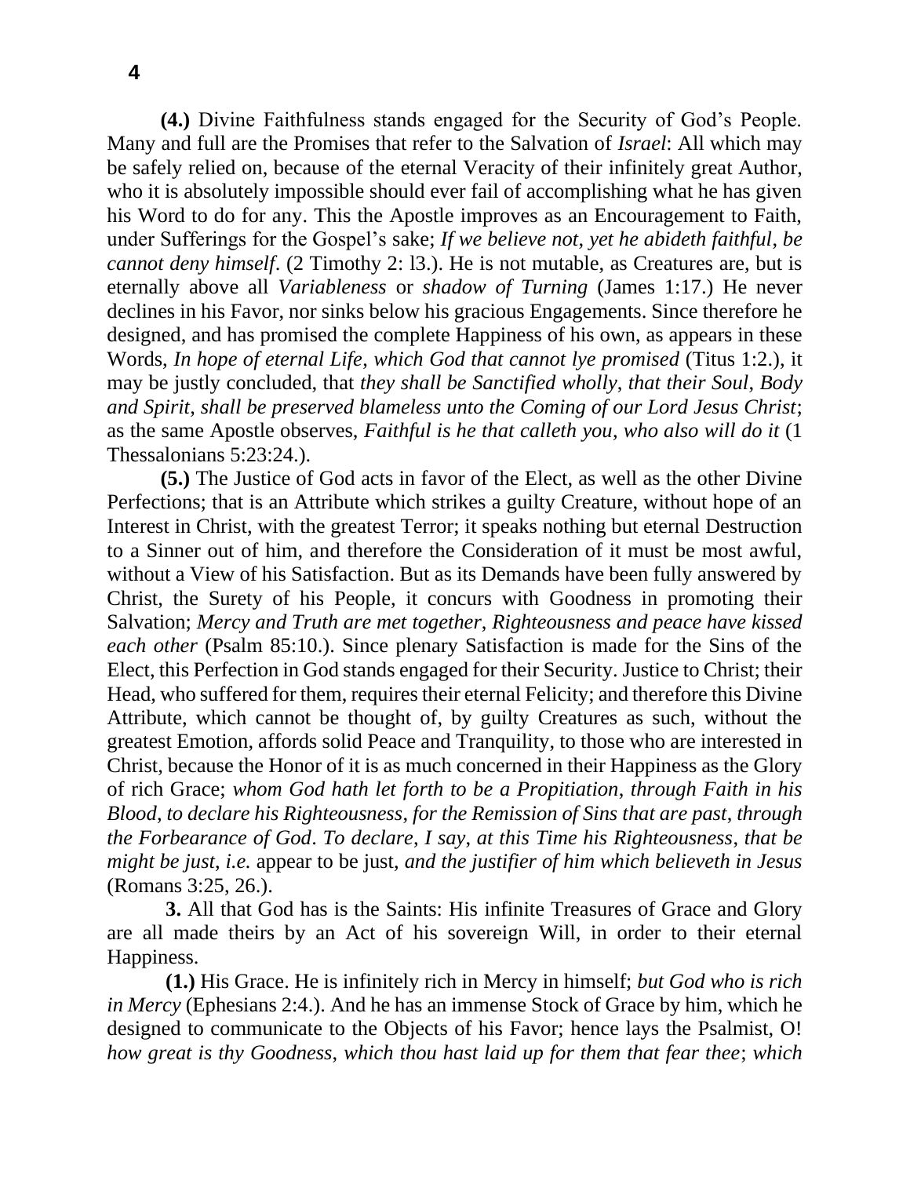**(4.)** Divine Faithfulness stands engaged for the Security of God's People. Many and full are the Promises that refer to the Salvation of *Israel*: All which may be safely relied on, because of the eternal Veracity of their infinitely great Author, who it is absolutely impossible should ever fail of accomplishing what he has given his Word to do for any. This the Apostle improves as an Encouragement to Faith, under Sufferings for the Gospel's sake; *If we believe not*, *yet he abideth faithful*, *be cannot deny himself*. (2 Timothy 2: l3.). He is not mutable, as Creatures are, but is eternally above all *Variableness* or *shadow of Turning* (James 1:17.) He never declines in his Favor, nor sinks below his gracious Engagements. Since therefore he designed, and has promised the complete Happiness of his own, as appears in these Words, *In hope of eternal Life*, *which God that cannot lye promised* (Titus 1:2.), it may be justly concluded, that *they shall be Sanctified wholly*, *that their Soul*, *Body and Spirit*, *shall be preserved blameless unto the Coming of our Lord Jesus Christ*; as the same Apostle observes, *Faithful is he that calleth you, who also will do it* (1 Thessalonians 5:23:24.).

**(5.)** The Justice of God acts in favor of the Elect, as well as the other Divine Perfections; that is an Attribute which strikes a guilty Creature, without hope of an Interest in Christ, with the greatest Terror; it speaks nothing but eternal Destruction to a Sinner out of him, and therefore the Consideration of it must be most awful, without a View of his Satisfaction. But as its Demands have been fully answered by Christ, the Surety of his People, it concurs with Goodness in promoting their Salvation; *Mercy and Truth are met together*, *Righteousness and peace have kissed each other* (Psalm 85:10.). Since plenary Satisfaction is made for the Sins of the Elect, this Perfection in God stands engaged for their Security. Justice to Christ; their Head, who suffered for them, requires their eternal Felicity; and therefore this Divine Attribute, which cannot be thought of, by guilty Creatures as such, without the greatest Emotion, affords solid Peace and Tranquility, to those who are interested in Christ, because the Honor of it is as much concerned in their Happiness as the Glory of rich Grace; *whom God hath let forth to be a Propitiation*, *through Faith in his Blood*, *to declare his Righteousness*, *for the Remission of Sins that are past*, *through the Forbearance of God*. *To declare*, *I say*, *at this Time his Righteousness*, *that be might be just*, *i.e.* appear to be just, *and the justifier of him which believeth in Jesus* (Romans 3:25, 26.).

**3.** All that God has is the Saints: His infinite Treasures of Grace and Glory are all made theirs by an Act of his sovereign Will, in order to their eternal Happiness.

**(1.)** His Grace. He is infinitely rich in Mercy in himself; *but God who is rich in Mercy* (Ephesians 2:4.). And he has an immense Stock of Grace by him, which he designed to communicate to the Objects of his Favor; hence lays the Psalmist, O! *how great is thy Goodness*, *which thou hast laid up for them that fear thee*; *which*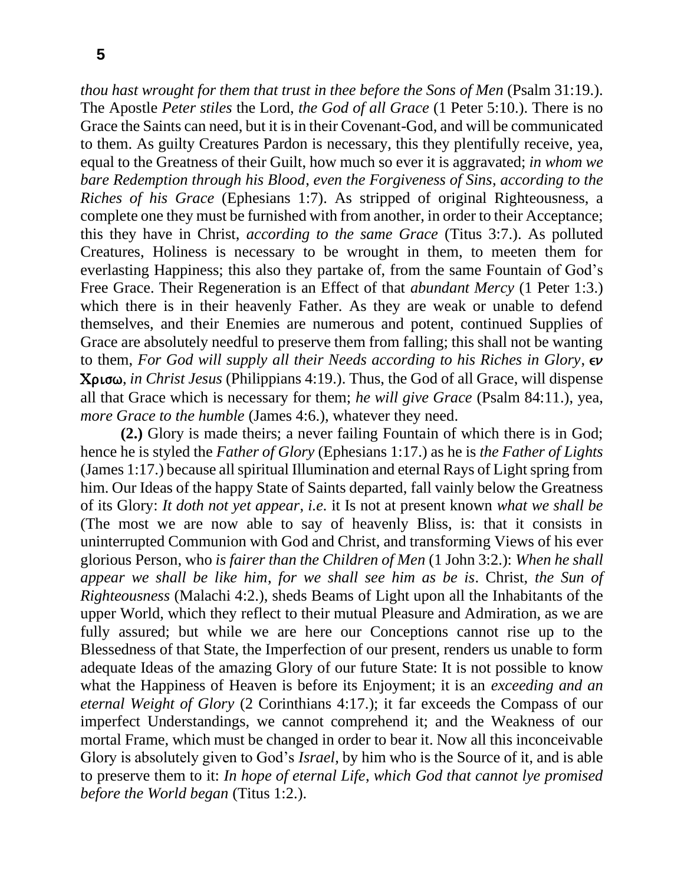*thou hast wrought for them that trust in thee before the Sons of Men* (Psalm 31:19.). The Apostle *Peter stiles* the Lord, *the God of all Grace* (1 Peter 5:10.). There is no Grace the Saints can need, but it is in their Covenant-God, and will be communicated to them. As guilty Creatures Pardon is necessary, this they plentifully receive, yea, equal to the Greatness of their Guilt, how much so ever it is aggravated; *in whom we bare Redemption through his Blood*, *even the Forgiveness of Sins*, *according to the Riches of his Grace* (Ephesians 1:7). As stripped of original Righteousness, a complete one they must be furnished with from another, in order to their Acceptance; this they have in Christ, *according to the same Grace* (Titus 3:7.). As polluted Creatures, Holiness is necessary to be wrought in them, to meeten them for everlasting Happiness; this also they partake of, from the same Fountain of God's Free Grace. Their Regeneration is an Effect of that *abundant Mercy* (1 Peter 1:3.) which there is in their heavenly Father. As they are weak or unable to defend themselves, and their Enemies are numerous and potent, continued Supplies of Grace are absolutely needful to preserve them from falling; this shall not be wanting to them, *For God will supply all their Needs according to his Riches in Glory*, **εν Χρισω**, *in Christ Jesus* (Philippians 4:19.). Thus, the God of all Grace, will dispense all that Grace which is necessary for them; *he will give Grace* (Psalm 84:11.), yea, *more Grace to the humble* (James 4:6.), whatever they need.

**(2.)** Glory is made theirs; a never failing Fountain of which there is in God; hence he is styled the *Father of Glory* (Ephesians 1:17.) as he is *the Father of Lights* (James 1:17.) because all spiritual Illumination and eternal Rays of Light spring from him. Our Ideas of the happy State of Saints departed, fall vainly below the Greatness of its Glory: *It doth not yet appear*, *i.e.* it Is not at present known *what we shall be* (The most we are now able to say of heavenly Bliss, is: that it consists in uninterrupted Communion with God and Christ, and transforming Views of his ever glorious Person, who *is fairer than the Children of Men* (1 John 3:2.): *When he shall appear we shall be like him*, *for we shall see him as be is*. Christ, *the Sun of Righteousness* (Malachi 4:2.), sheds Beams of Light upon all the Inhabitants of the upper World, which they reflect to their mutual Pleasure and Admiration, as we are fully assured; but while we are here our Conceptions cannot rise up to the Blessedness of that State, the Imperfection of our present, renders us unable to form adequate Ideas of the amazing Glory of our future State: It is not possible to know what the Happiness of Heaven is before its Enjoyment; it is an *exceeding and an eternal Weight of Glory* (2 Corinthians 4:17.); it far exceeds the Compass of our imperfect Understandings, we cannot comprehend it; and the Weakness of our mortal Frame, which must be changed in order to bear it. Now all this inconceivable Glory is absolutely given to God's *Israel*, by him who is the Source of it, and is able to preserve them to it: *In hope of eternal Life*, *which God that cannot lye promised before the World began* (Titus 1:2.).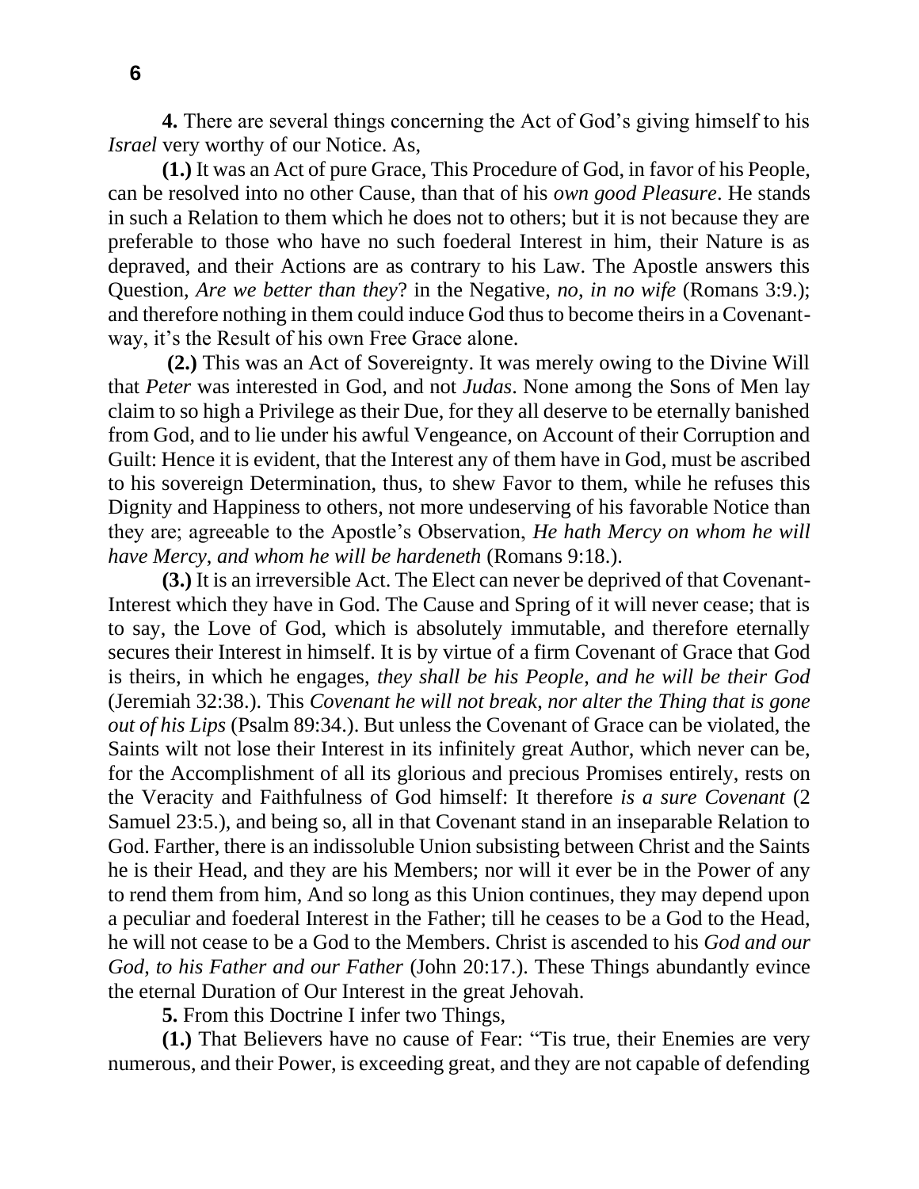**4.** There are several things concerning the Act of God's giving himself to his *Israel* very worthy of our Notice. As,

**(1.)** It was an Act of pure Grace, This Procedure of God, in favor of his People, can be resolved into no other Cause, than that of his *own good Pleasure*. He stands in such a Relation to them which he does not to others; but it is not because they are preferable to those who have no such foederal Interest in him, their Nature is as depraved, and their Actions are as contrary to his Law. The Apostle answers this Question, *Are we better than they*? in the Negative, *no, in no wife* (Romans 3:9.); and therefore nothing in them could induce God thus to become theirs in a Covenant-way, it's the Result of his own Free Grace alone.

**(2.)** This was an Act of Sovereignty. It was merely owing to the Divine Will that *Peter* was interested in God, and not *Judas*. None among the Sons of Men lay claim to so high a Privilege as their Due, for they all deserve to be eternally banished from God, and to lie under his awful Vengeance, on Account of their Corruption and Guilt: Hence it is evident, that the Interest any of them have in God, must be ascribed to his sovereign Determination, thus, to shew Favor to them, while he refuses this Dignity and Happiness to others, not more undeserving of his favorable Notice than they are; agreeable to the Apostle's Observation, *He hath Mercy on whom he will have Mercy, and whom he will be hardeneth* (Romans 9:18.).

**(3.)** It is an irreversible Act. The Elect can never be deprived of that Covenant-Interest which they have in God. The Cause and Spring of it will never cease; that is to say, the Love of God, which is absolutely immutable, and therefore eternally secures their Interest in himself. It is by virtue of a firm Covenant of Grace that God is theirs, in which he engages, *they shall be his People, and he will be their God* (Jeremiah 32:38.). This *Covenant he will not break, nor alter the Thing that is gone out of his Lips* (Psalm 89:34.). But unless the Covenant of Grace can be violated, the Saints wilt not lose their Interest in its infinitely great Author, which never can be, for the Accomplishment of all its glorious and precious Promises entirely, rests on the Veracity and Faithfulness of God himself: It therefore *is a sure Covenant* (2 Samuel 23:5.), and being so, all in that Covenant stand in an inseparable Relation to God. Farther, there is an indissoluble Union subsisting between Christ and the Saints he is their Head, and they are his Members; nor will it ever be in the Power of any to rend them from him, And so long as this Union continues, they may depend upon a peculiar and foederal Interest in the Father; till he ceases to be a God to the Head, he will not cease to be a God to the Members. Christ is ascended to his *God and our God, to his Father and our Father* (John 20:17.). These Things abundantly evince the eternal Duration of Our Interest in the great Jehovah.

**5.** From this Doctrine I infer two Things,

**(1.)** That Believers have no cause of Fear: "Tis true, their Enemies are very numerous, and their Power, is exceeding great, and they are not capable of defending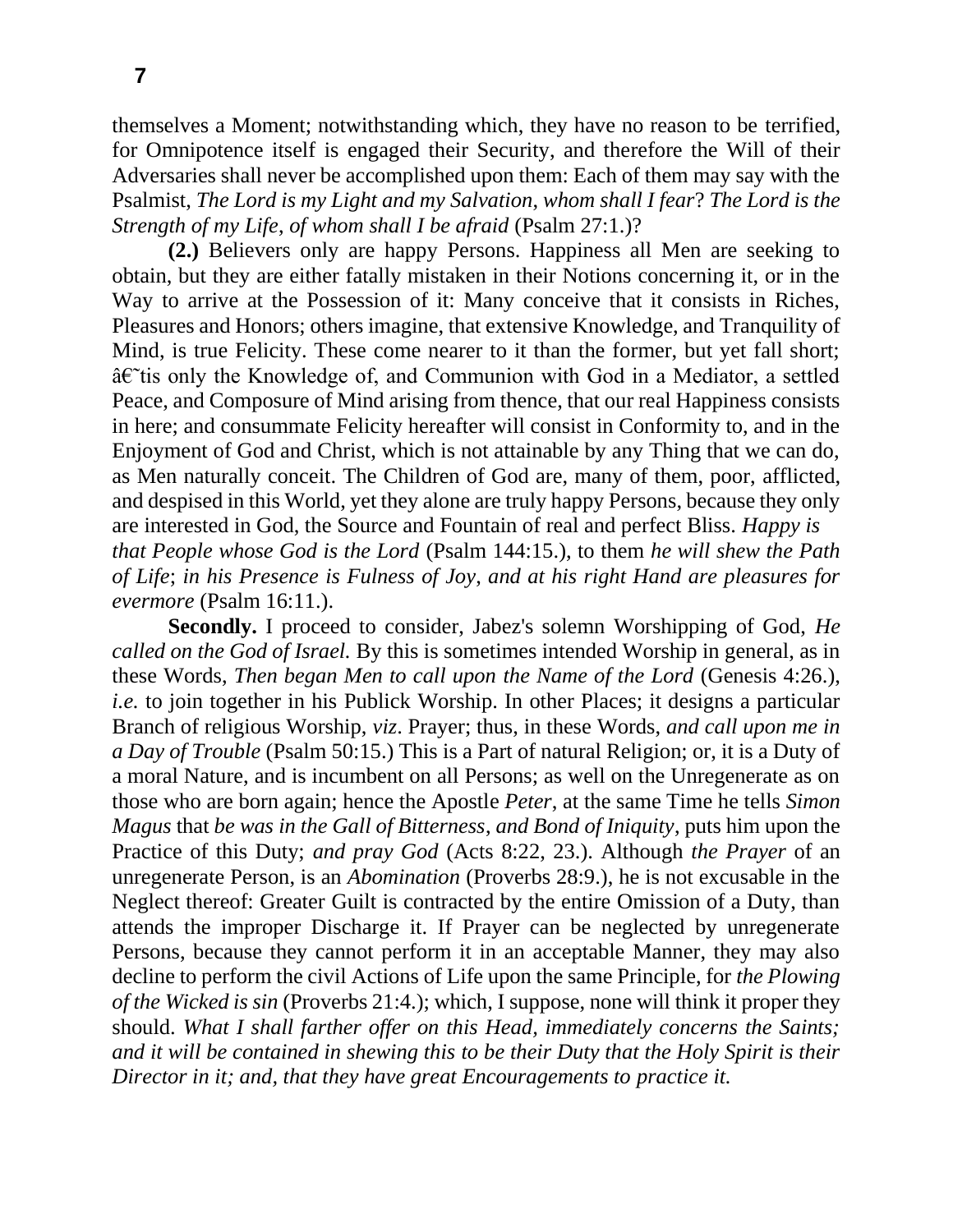themselves a Moment; notwithstanding which, they have no reason to be terrified, for Omnipotence itself is engaged their Security, and therefore the Will of their Adversaries shall never be accomplished upon them: Each of them may say with the Psalmist, *The Lord is my Light and my Salvation, whom shall I fear*? *The Lord is the Strength of my Life, of whom shall I be afraid* (Psalm 27:1.)?

**(2.)** Believers only are happy Persons. Happiness all Men are seeking to obtain, but they are either fatally mistaken in their Notions concerning it, or in the Way to arrive at the Possession of it: Many conceive that it consists in Riches, Pleasures and Honors; others imagine, that extensive Knowledge, and Tranquility of Mind, is true Felicity. These come nearer to it than the former, but yet fall short; â€˜tis only the Knowledge of, and Communion with God in a Mediator, a settled Peace, and Composure of Mind arising from thence, that our real Happiness consists in here; and consummate Felicity hereafter will consist in Conformity to, and in the Enjoyment of God and Christ, which is not attainable by any Thing that we can do, as Men naturally conceit. The Children of God are, many of them, poor, afflicted, and despised in this World, yet they alone are truly happy Persons, because they only are interested in God, the Source and Fountain of real and perfect Bliss. *Happy is that People whose God is the Lord* (Psalm 144:15.), to them *he will shew the Path of Life*; *in his Presence is Fulness of Joy*, *and at his right Hand are pleasures for evermore* (Psalm 16:11.).

**Secondly.** I proceed to consider, Jabez's solemn Worshipping of God, *He called on the God of Israel.* By this is sometimes intended Worship in general, as in these Words, *Then began Men to call upon the Name of the Lord* (Genesis 4:26.), *i.e.* to join together in his Publick Worship. In other Places; it designs a particular Branch of religious Worship, *viz*. Prayer; thus, in these Words, *and call upon me in a Day of Trouble* (Psalm 50:15.) This is a Part of natural Religion; or, it is a Duty of a moral Nature, and is incumbent on all Persons; as well on the Unregenerate as on those who are born again; hence the Apostle *Peter*, at the same Time he tells *Simon Magus* that *be was in the Gall of Bitterness*, *and Bond of Iniquity*, puts him upon the Practice of this Duty; *and pray God* (Acts 8:22, 23.). Although *the Prayer* of an unregenerate Person, is an *Abomination* (Proverbs 28:9.), he is not excusable in the Neglect thereof: Greater Guilt is contracted by the entire Omission of a Duty, than attends the improper Discharge it. If Prayer can be neglected by unregenerate Persons, because they cannot perform it in an acceptable Manner, they may also decline to perform the civil Actions of Life upon the same Principle, for *the Plowing of the Wicked is sin* (Proverbs 21:4.); which, I suppose, none will think it proper they should. *What I shall farther offer on this Head, immediately concerns the Saints; and it will be contained in shewing this to be their Duty that the Holy Spirit is their Director in it; and, that they have great Encouragements to practice it.*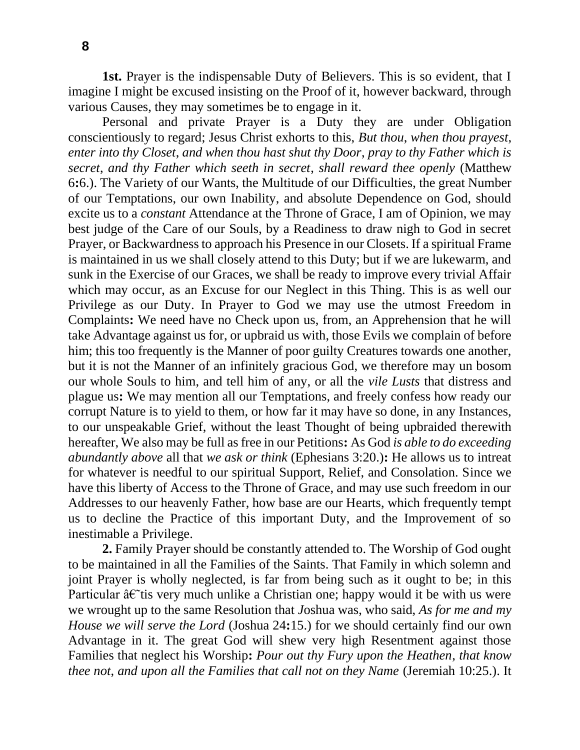**1st.** Prayer is the indispensable Duty of Believers. This is so evident, that I imagine I might be excused insisting on the Proof of it, however backward, through various Causes, they may sometimes be to engage in it.

Personal and private Prayer is a Duty they are under Obligation conscientiously to regard; Jesus Christ exhorts to this, *But thou, when thou prayest, enter into thy Closet, and when thou hast shut thy Door, pray to thy Father which is secret, and thy Father which seeth in secret, shall reward thee openly* (Matthew 6**:**6.). The Variety of our Wants, the Multitude of our Difficulties, the great Number of our Temptations, our own Inability, and absolute Dependence on God, should excite us to a *constant* Attendance at the Throne of Grace, I am of Opinion, we may best judge of the Care of our Souls, by a Readiness to draw nigh to God in secret Prayer, or Backwardness to approach his Presence in our Closets. If a spiritual Frame is maintained in us we shall closely attend to this Duty; but if we are lukewarm, and sunk in the Exercise of our Graces, we shall be ready to improve every trivial Affair which may occur, as an Excuse for our Neglect in this Thing. This is as well our Privilege as our Duty. In Prayer to God we may use the utmost Freedom in Complaints**:** We need have no Check upon us, from, an Apprehension that he will take Advantage against us for, or upbraid us with, those Evils we complain of before him; this too frequently is the Manner of poor guilty Creatures towards one another, but it is not the Manner of an infinitely gracious God, we therefore may un bosom our whole Souls to him, and tell him of any, or all the *vile Lusts* that distress and plague us**:** We may mention all our Temptations, and freely confess how ready our corrupt Nature is to yield to them, or how far it may have so done, in any Instances, to our unspeakable Grief, without the least Thought of being upbraided therewith hereafter, We also may be full as free in our Petitions**:** As God *is able to do exceeding abundantly above* all that *we ask or think* (Ephesians 3:20.)**:** He allows us to intreat for whatever is needful to our spiritual Support, Relief, and Consolation. Since we have this liberty of Access to the Throne of Grace, and may use such freedom in our Addresses to our heavenly Father, how base are our Hearts, which frequently tempt us to decline the Practice of this important Duty, and the Improvement of so inestimable a Privilege.

**2.** Family Prayer should be constantly attended to. The Worship of God ought to be maintained in all the Families of the Saints. That Family in which solemn and joint Prayer is wholly neglected, is far from being such as it ought to be; in this Particular â€˜tis very much unlike a Christian one; happy would it be with us were we wrought up to the same Resolution that Joshua was, who said, *As for me and my House we will serve the Lord* (Joshua 24**:**15.) for we should certainly find our own Advantage in it. The great God will shew very high Resentment against those Families that neglect his Worship**:** *Pour out thy Fury upon the Heathen, that know thee not, and upon all the Families that call not on they Name* (Jeremiah 10:25.). It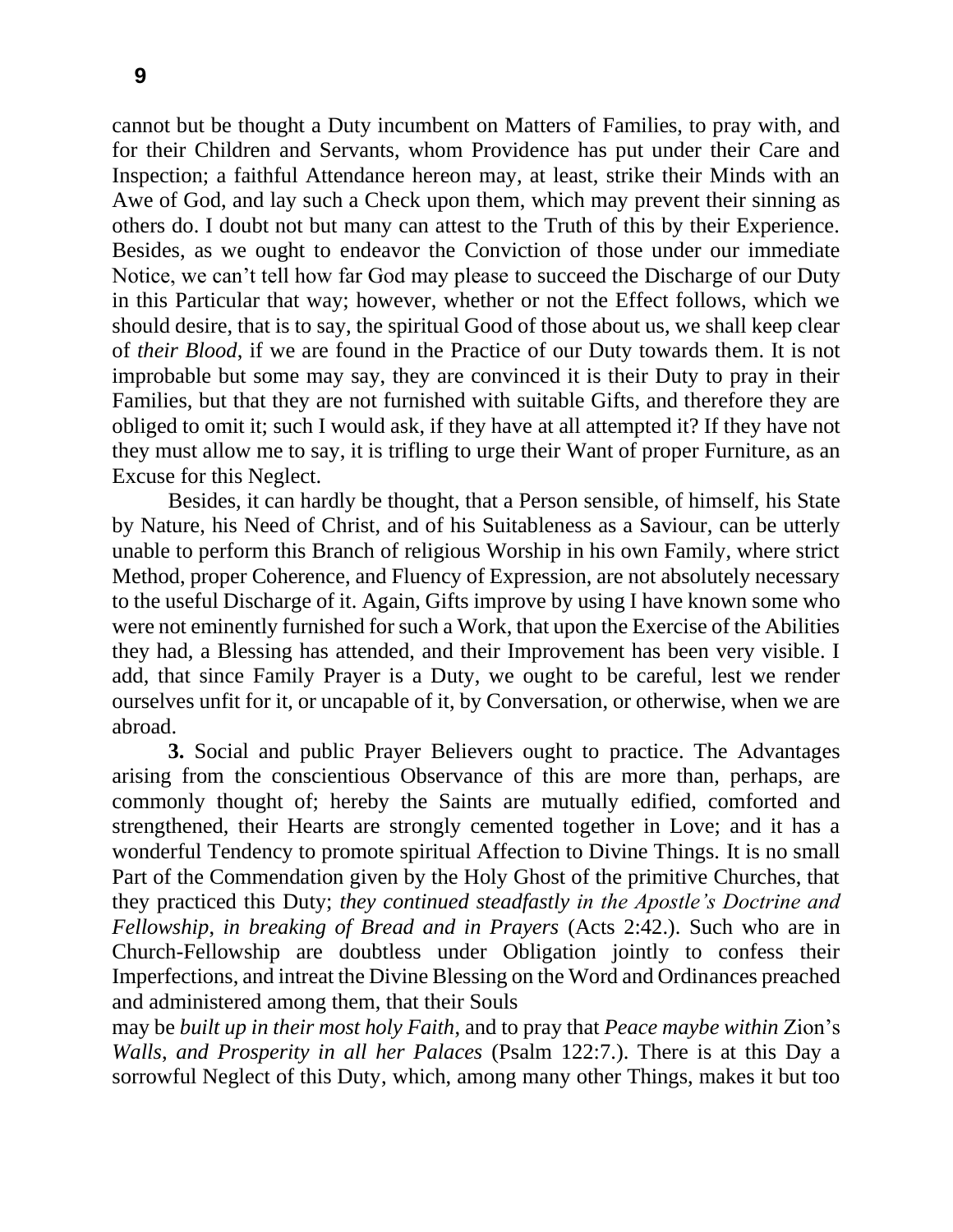cannot but be thought a Duty incumbent on Matters of Families, to pray with, and for their Children and Servants, whom Providence has put under their Care and Inspection; a faithful Attendance hereon may, at least, strike their Minds with an Awe of God, and lay such a Check upon them, which may prevent their sinning as others do. I doubt not but many can attest to the Truth of this by their Experience. Besides, as we ought to endeavor the Conviction of those under our immediate Notice, we can't tell how far God may please to succeed the Discharge of our Duty in this Particular that way; however, whether or not the Effect follows, which we should desire, that is to say, the spiritual Good of those about us, we shall keep clear of *their Blood*, if we are found in the Practice of our Duty towards them. It is not improbable but some may say, they are convinced it is their Duty to pray in their Families, but that they are not furnished with suitable Gifts, and therefore they are obliged to omit it; such I would ask, if they have at all attempted it? If they have not they must allow me to say, it is trifling to urge their Want of proper Furniture, as an Excuse for this Neglect.

Besides, it can hardly be thought, that a Person sensible, of himself, his State by Nature, his Need of Christ, and of his Suitableness as a Saviour, can be utterly unable to perform this Branch of religious Worship in his own Family, where strict Method, proper Coherence, and Fluency of Expression, are not absolutely necessary to the useful Discharge of it. Again, Gifts improve by using I have known some who were not eminently furnished for such a Work, that upon the Exercise of the Abilities they had, a Blessing has attended, and their Improvement has been very visible. I add, that since Family Prayer is a Duty, we ought to be careful, lest we render ourselves unfit for it, or uncapable of it, by Conversation, or otherwise, when we are abroad.

**3.** Social and public Prayer Believers ought to practice. The Advantages arising from the conscientious Observance of this are more than, perhaps, are commonly thought of; hereby the Saints are mutually edified, comforted and strengthened, their Hearts are strongly cemented together in Love; and it has a wonderful Tendency to promote spiritual Affection to Divine Things. It is no small Part of the Commendation given by the Holy Ghost of the primitive Churches, that they practiced this Duty; *they continued steadfastly in the Apostle's Doctrine and Fellowship, in breaking of Bread and in Prayers* (Acts 2:42.). Such who are in Church-Fellowship are doubtless under Obligation jointly to confess their Imperfections, and intreat the Divine Blessing on the Word and Ordinances preached and administered among them, that their Souls may be *built up in their most holy Faith*, and to pray that *Peace maybe within* Zion's *Walls, and Prosperity in all her Palaces* (Psalm 122:7.). There is at this Day a sorrowful Neglect of this Duty, which, among many other Things, makes it but too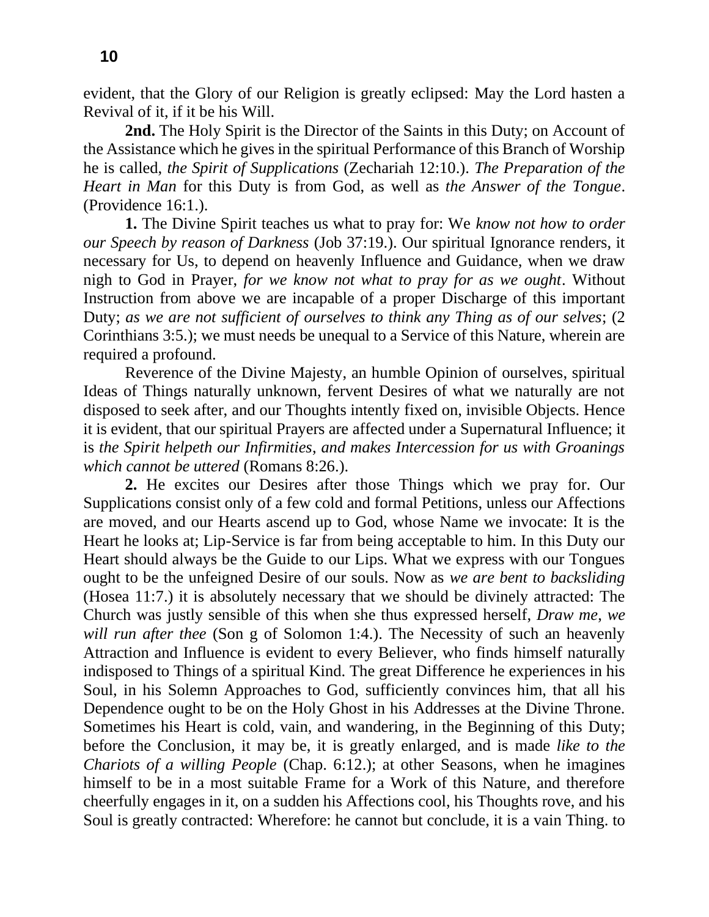evident, that the Glory of our Religion is greatly eclipsed: May the Lord hasten a Revival of it, if it be his Will.

**2nd.** The Holy Spirit is the Director of the Saints in this Duty; on Account of the Assistance which he gives in the spiritual Performance of this Branch of Worship he is called, *the Spirit of Supplications* (Zechariah 12:10.). *The Preparation of the Heart in Man* for this Duty is from God, as well as *the Answer of the Tongue*. (Providence 16:1.).

**1.** The Divine Spirit teaches us what to pray for: We *know not how to order our Speech by reason of Darkness* (Job 37:19.). Our spiritual Ignorance renders, it necessary for Us, to depend on heavenly Influence and Guidance, when we draw nigh to God in Prayer, *for we know not what to pray for as we ought*. Without Instruction from above we are incapable of a proper Discharge of this important Duty; *as we are not sufficient of ourselves to think any Thing as of our selves*; (2 Corinthians 3:5.); we must needs be unequal to a Service of this Nature, wherein are required a profound.

Reverence of the Divine Majesty, an humble Opinion of ourselves, spiritual Ideas of Things naturally unknown, fervent Desires of what we naturally are not disposed to seek after, and our Thoughts intently fixed on, invisible Objects. Hence it is evident, that our spiritual Prayers are affected under a Supernatural Influence; it is *the Spirit helpeth our Infirmities, and makes Intercession for us with Groanings which cannot be uttered* (Romans 8:26.).

**2.** He excites our Desires after those Things which we pray for. Our Supplications consist only of a few cold and formal Petitions, unless our Affections are moved, and our Hearts ascend up to God, whose Name we invocate: It is the Heart he looks at; Lip-Service is far from being acceptable to him. In this Duty our Heart should always be the Guide to our Lips. What we express with our Tongues ought to be the unfeigned Desire of our souls. Now as *we are bent to backsliding* (Hosea 11:7.) it is absolutely necessary that we should be divinely attracted: The Church was justly sensible of this when she thus expressed herself, *Draw me, we will run after thee* (Son g of Solomon 1:4.). The Necessity of such an heavenly Attraction and Influence is evident to every Believer, who finds himself naturally indisposed to Things of a spiritual Kind. The great Difference he experiences in his Soul, in his Solemn Approaches to God, sufficiently convinces him, that all his Dependence ought to be on the Holy Ghost in his Addresses at the Divine Throne. Sometimes his Heart is cold, vain, and wandering, in the Beginning of this Duty; before the Conclusion, it may be, it is greatly enlarged, and is made *like to the Chariots of a willing People* (Chap. 6:12.); at other Seasons, when he imagines himself to be in a most suitable Frame for a Work of this Nature, and therefore cheerfully engages in it, on a sudden his Affections cool, his Thoughts rove, and his Soul is greatly contracted: Wherefore: he cannot but conclude, it is a vain Thing. to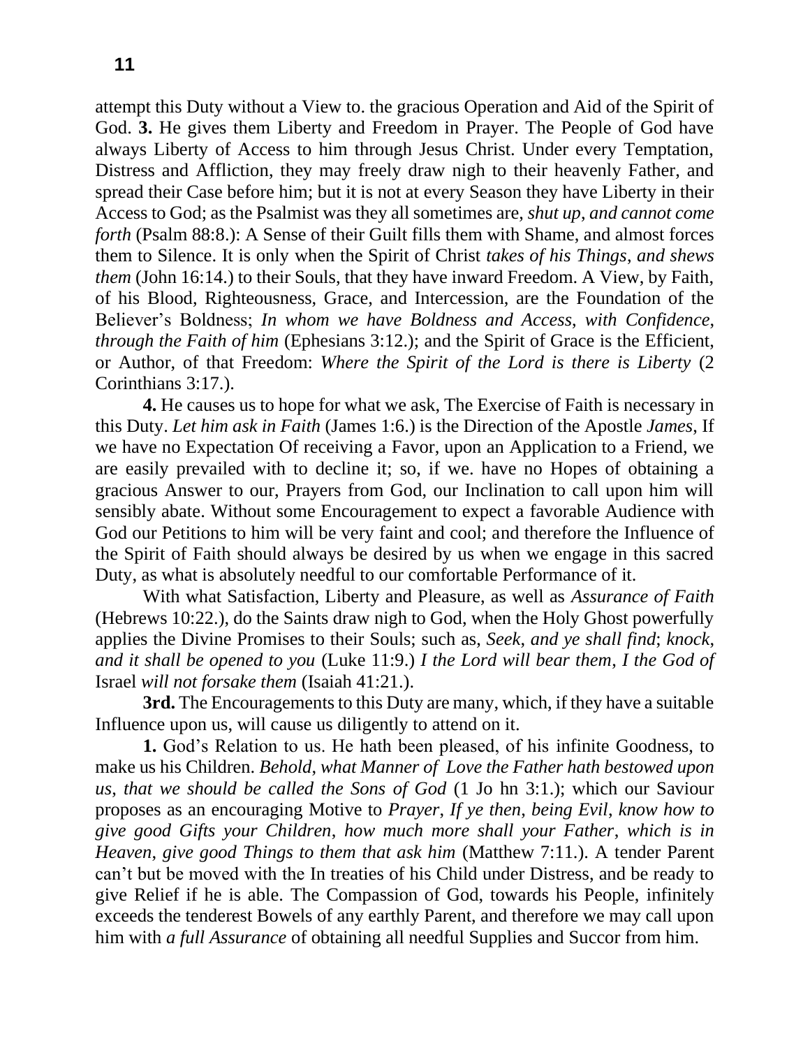attempt this Duty without a View to. the gracious Operation and Aid of the Spirit of God. **3.** He gives them Liberty and Freedom in Prayer. The People of God have always Liberty of Access to him through Jesus Christ. Under every Temptation, Distress and Affliction, they may freely draw nigh to their heavenly Father, and spread their Case before him; but it is not at every Season they have Liberty in their Access to God; as the Psalmist was they all sometimes are, *shut up, and cannot come forth* (Psalm 88:8.): A Sense of their Guilt fills them with Shame, and almost forces them to Silence. It is only when the Spirit of Christ *takes of his Things, and shews them* (John 16:14.) to their Souls, that they have inward Freedom. A View, by Faith, of his Blood, Righteousness, Grace, and Intercession, are the Foundation of the Believer's Boldness; *In whom we have Boldness and Access, with Confidence, through the Faith of him* (Ephesians 3:12.); and the Spirit of Grace is the Efficient, or Author, of that Freedom: *Where the Spirit of the Lord is there is Liberty* (2 Corinthians 3:17.).

**4.** He causes us to hope for what we ask, The Exercise of Faith is necessary in this Duty. *Let him ask in Faith* (James 1:6.) is the Direction of the Apostle *James*, If we have no Expectation Of receiving a Favor, upon an Application to a Friend, we are easily prevailed with to decline it; so, if we. have no Hopes of obtaining a gracious Answer to our, Prayers from God, our Inclination to call upon him will sensibly abate. Without some Encouragement to expect a favorable Audience with God our Petitions to him will be very faint and cool; and therefore the Influence of the Spirit of Faith should always be desired by us when we engage in this sacred Duty, as what is absolutely needful to our comfortable Performance of it.

With what Satisfaction, Liberty and Pleasure, as well as *Assurance of Faith* (Hebrews 10:22.), do the Saints draw nigh to God, when the Holy Ghost powerfully applies the Divine Promises to their Souls; such as, *Seek, and ye shall find*; *knock, and it shall be opened to you* (Luke 11:9.) *I the Lord will bear them, I the God of* Israel *will not forsake them* (Isaiah 41:21.).

**3rd.** The Encouragements to this Duty are many, which, if they have a suitable Influence upon us, will cause us diligently to attend on it.

**1.** God's Relation to us. He hath been pleased, of his infinite Goodness, to make us his Children. *Behold, what Manner of Love the Father hath bestowed upon us, that we should be called the Sons of God* (1 Jo hn 3:1.); which our Saviour proposes as an encouraging Motive to *Prayer*, *If ye then, being Evil, know how to give good Gifts your Children, how much more shall your Father, which is in Heaven, give good Things to them that ask him* (Matthew 7:11.). A tender Parent can't but be moved with the In treaties of his Child under Distress, and be ready to give Relief if he is able. The Compassion of God, towards his People, infinitely exceeds the tenderest Bowels of any earthly Parent, and therefore we may call upon him with *a full Assurance* of obtaining all needful Supplies and Succor from him.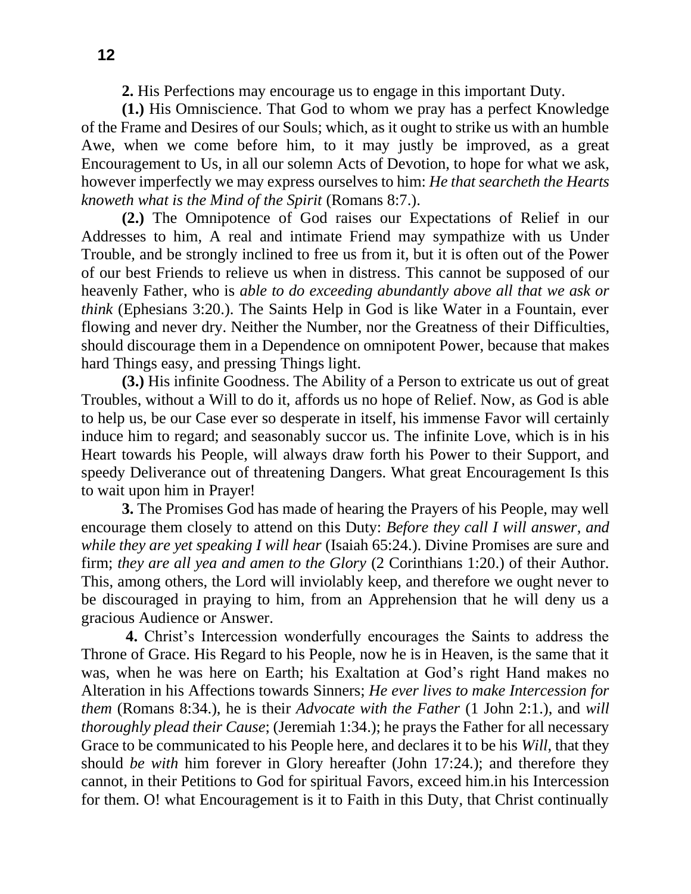**2.** His Perfections may encourage us to engage in this important Duty.

**(1.)** His Omniscience. That God to whom we pray has a perfect Knowledge of the Frame and Desires of our Souls; which, as it ought to strike us with an humble Awe, when we come before him, to it may justly be improved, as a great Encouragement to Us, in all our solemn Acts of Devotion, to hope for what we ask, however imperfectly we may express ourselves to him: *He that searcheth the Hearts knoweth what is the Mind of the Spirit* (Romans 8:7.).

**(2.)** The Omnipotence of God raises our Expectations of Relief in our Addresses to him, A real and intimate Friend may sympathize with us Under Trouble, and be strongly inclined to free us from it, but it is often out of the Power of our best Friends to relieve us when in distress. This cannot be supposed of our heavenly Father, who is *able to do exceeding abundantly above all that we ask or think* (Ephesians 3:20.). The Saints Help in God is like Water in a Fountain, ever flowing and never dry. Neither the Number, nor the Greatness of their Difficulties, should discourage them in a Dependence on omnipotent Power, because that makes hard Things easy, and pressing Things light.

**(3.)** His infinite Goodness. The Ability of a Person to extricate us out of great Troubles, without a Will to do it, affords us no hope of Relief. Now, as God is able to help us, be our Case ever so desperate in itself, his immense Favor will certainly induce him to regard; and seasonably succor us. The infinite Love, which is in his Heart towards his People, will always draw forth his Power to their Support, and speedy Deliverance out of threatening Dangers. What great Encouragement Is this to wait upon him in Prayer!

**3.** The Promises God has made of hearing the Prayers of his People, may well encourage them closely to attend on this Duty: *Before they call I will answer, and while they are yet speaking I will hear* (Isaiah 65:24.). Divine Promises are sure and firm; *they are all yea and amen to the Glory* (2 Corinthians 1:20.) of their Author. This, among others, the Lord will inviolably keep, and therefore we ought never to be discouraged in praying to him, from an Apprehension that he will deny us a gracious Audience or Answer.

**4.** Christ's Intercession wonderfully encourages the Saints to address the Throne of Grace. His Regard to his People, now he is in Heaven, is the same that it was, when he was here on Earth; his Exaltation at God's right Hand makes no Alteration in his Affections towards Sinners; *He ever lives to make Intercession for them* (Romans 8:34.), he is their *Advocate with the Father* (1 John 2:1.), and *will thoroughly plead their Cause*; (Jeremiah 1:34.); he prays the Father for all necessary Grace to be communicated to his People here, and declares it to be his *Will*, that they should *be with* him forever in Glory hereafter (John 17:24.); and therefore they cannot, in their Petitions to God for spiritual Favors, exceed him.in his Intercession for them. O! what Encouragement is it to Faith in this Duty, that Christ continually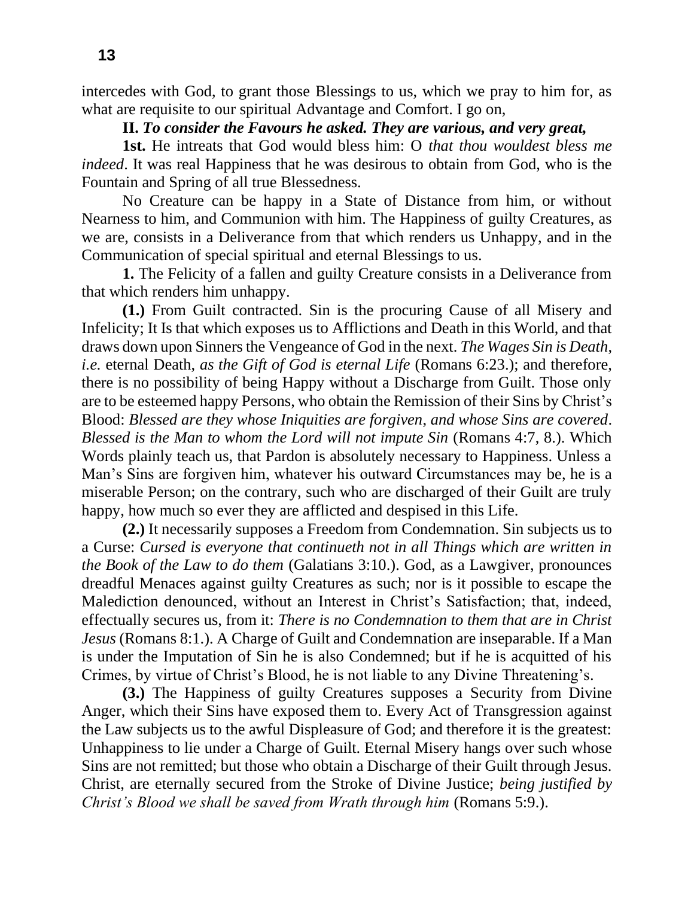intercedes with God, to grant those Blessings to us, which we pray to him for, as what are requisite to our spiritual Advantage and Comfort. I go on,

**II.** ***To consider the Favours he asked. They are various, and very great,***

**1st.** He intreats that God would bless him: O *that thou wouldest bless me indeed*. It was real Happiness that he was desirous to obtain from God, who is the Fountain and Spring of all true Blessedness.

No Creature can be happy in a State of Distance from him, or without Nearness to him, and Communion with him. The Happiness of guilty Creatures, as we are, consists in a Deliverance from that which renders us Unhappy, and in the Communication of special spiritual and eternal Blessings to us.

**1.** The Felicity of a fallen and guilty Creature consists in a Deliverance from that which renders him unhappy.

**(1.)** From Guilt contracted. Sin is the procuring Cause of all Misery and Infelicity; It Is that which exposes us to Afflictions and Death in this World, and that draws down upon Sinners the Vengeance of God in the next. *The Wages Sin is Death*, *i.e.* eternal Death, *as the Gift of God is eternal Life* (Romans 6:23.); and therefore, there is no possibility of being Happy without a Discharge from Guilt. Those only are to be esteemed happy Persons, who obtain the Remission of their Sins by Christ's Blood: *Blessed are they whose Iniquities are forgiven, and whose Sins are covered*. *Blessed is the Man to whom the Lord will not impute Sin* (Romans 4:7, 8.). Which Words plainly teach us, that Pardon is absolutely necessary to Happiness. Unless a Man's Sins are forgiven him, whatever his outward Circumstances may be, he is a miserable Person; on the contrary, such who are discharged of their Guilt are truly happy, how much so ever they are afflicted and despised in this Life.

**(2.)** It necessarily supposes a Freedom from Condemnation. Sin subjects us to a Curse: *Cursed is everyone that continueth not in all Things which are written in the Book of the Law to do them* (Galatians 3:10.). God, as a Lawgiver, pronounces dreadful Menaces against guilty Creatures as such; nor is it possible to escape the Malediction denounced, without an Interest in Christ's Satisfaction; that, indeed, effectually secures us, from it: *There is no Condemnation to them that are in Christ Jesus* (Romans 8:1.). A Charge of Guilt and Condemnation are inseparable. If a Man is under the Imputation of Sin he is also Condemned; but if he is acquitted of his Crimes, by virtue of Christ's Blood, he is not liable to any Divine Threatening's.

**(3.)** The Happiness of guilty Creatures supposes a Security from Divine Anger, which their Sins have exposed them to. Every Act of Transgression against the Law subjects us to the awful Displeasure of God; and therefore it is the greatest: Unhappiness to lie under a Charge of Guilt. Eternal Misery hangs over such whose Sins are not remitted; but those who obtain a Discharge of their Guilt through Jesus. Christ, are eternally secured from the Stroke of Divine Justice; *being justified by Christ's Blood we shall be saved from Wrath through him* (Romans 5:9.).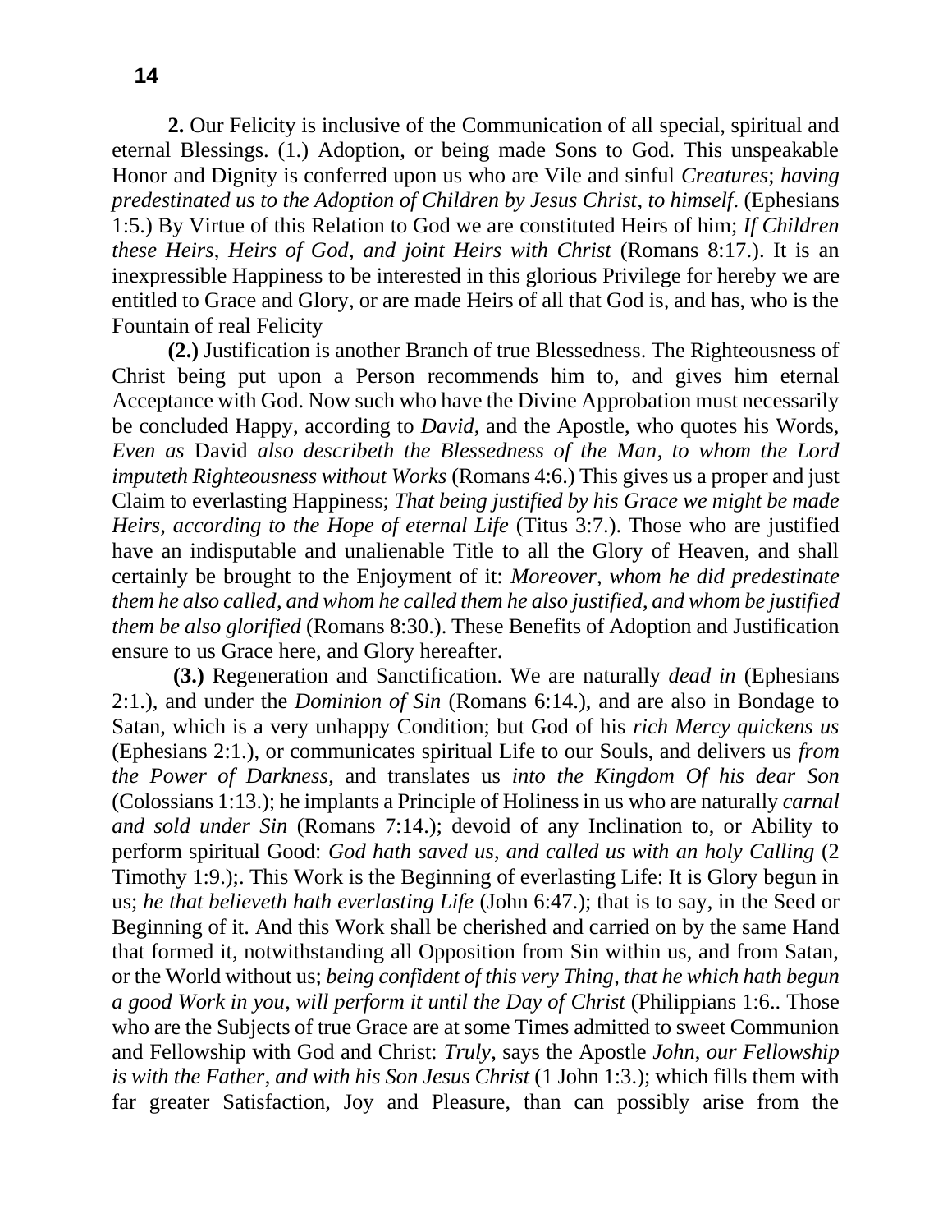**2.** Our Felicity is inclusive of the Communication of all special, spiritual and eternal Blessings. (1.) Adoption, or being made Sons to God. This unspeakable Honor and Dignity is conferred upon us who are Vile and sinful *Creatures*; *having predestinated us to the Adoption of Children by Jesus Christ*, *to himself*. (Ephesians 1:5.) By Virtue of this Relation to God we are constituted Heirs of him; *If Children these Heirs*, *Heirs of God*, *and joint Heirs with Christ* (Romans 8:17.). It is an inexpressible Happiness to be interested in this glorious Privilege for hereby we are entitled to Grace and Glory, or are made Heirs of all that God is, and has, who is the Fountain of real Felicity

**(2.)** Justification is another Branch of true Blessedness. The Righteousness of Christ being put upon a Person recommends him to, and gives him eternal Acceptance with God. Now such who have the Divine Approbation must necessarily be concluded Happy, according to *David*, and the Apostle, who quotes his Words, *Even as* David *also describeth the Blessedness of the Man*, *to whom the Lord imputeth Righteousness without Works* (Romans 4:6.) This gives us a proper and just Claim to everlasting Happiness; *That being justified by his Grace we might be made Heirs*, *according to the Hope of eternal Life* (Titus 3:7.). Those who are justified have an indisputable and unalienable Title to all the Glory of Heaven, and shall certainly be brought to the Enjoyment of it: *Moreover*, *whom he did predestinate them he also called*, *and whom he called them he also justified*, *and whom be justified them be also glorified* (Romans 8:30.). These Benefits of Adoption and Justification ensure to us Grace here, and Glory hereafter.

**(3.)** Regeneration and Sanctification. We are naturally *dead in* (Ephesians 2:1.), and under the *Dominion of Sin* (Romans 6:14.), and are also in Bondage to Satan, which is a very unhappy Condition; but God of his *rich Mercy quickens us* (Ephesians 2:1.), or communicates spiritual Life to our Souls, and delivers us *from the Power of Darkness*, and translates us *into the Kingdom Of his dear Son* (Colossians 1:13.); he implants a Principle of Holiness in us who are naturally *carnal and sold under Sin* (Romans 7:14.); devoid of any Inclination to, or Ability to perform spiritual Good: *God hath saved us*, *and called us with an holy Calling* (2 Timothy 1:9.);. This Work is the Beginning of everlasting Life: It is Glory begun in us; *he that believeth hath everlasting Life* (John 6:47.); that is to say, in the Seed or Beginning of it. And this Work shall be cherished and carried on by the same Hand that formed it, notwithstanding all Opposition from Sin within us, and from Satan, or the World without us; *being confident of this very Thing*, *that he which hath begun a good Work in you*, *will perform it until the Day of Christ* (Philippians 1:6.. Those who are the Subjects of true Grace are at some Times admitted to sweet Communion and Fellowship with God and Christ: *Truly*, says the Apostle *John*, *our Fellowship is with the Father*, *and with his Son Jesus Christ* (1 John 1:3.); which fills them with far greater Satisfaction, Joy and Pleasure, than can possibly arise from the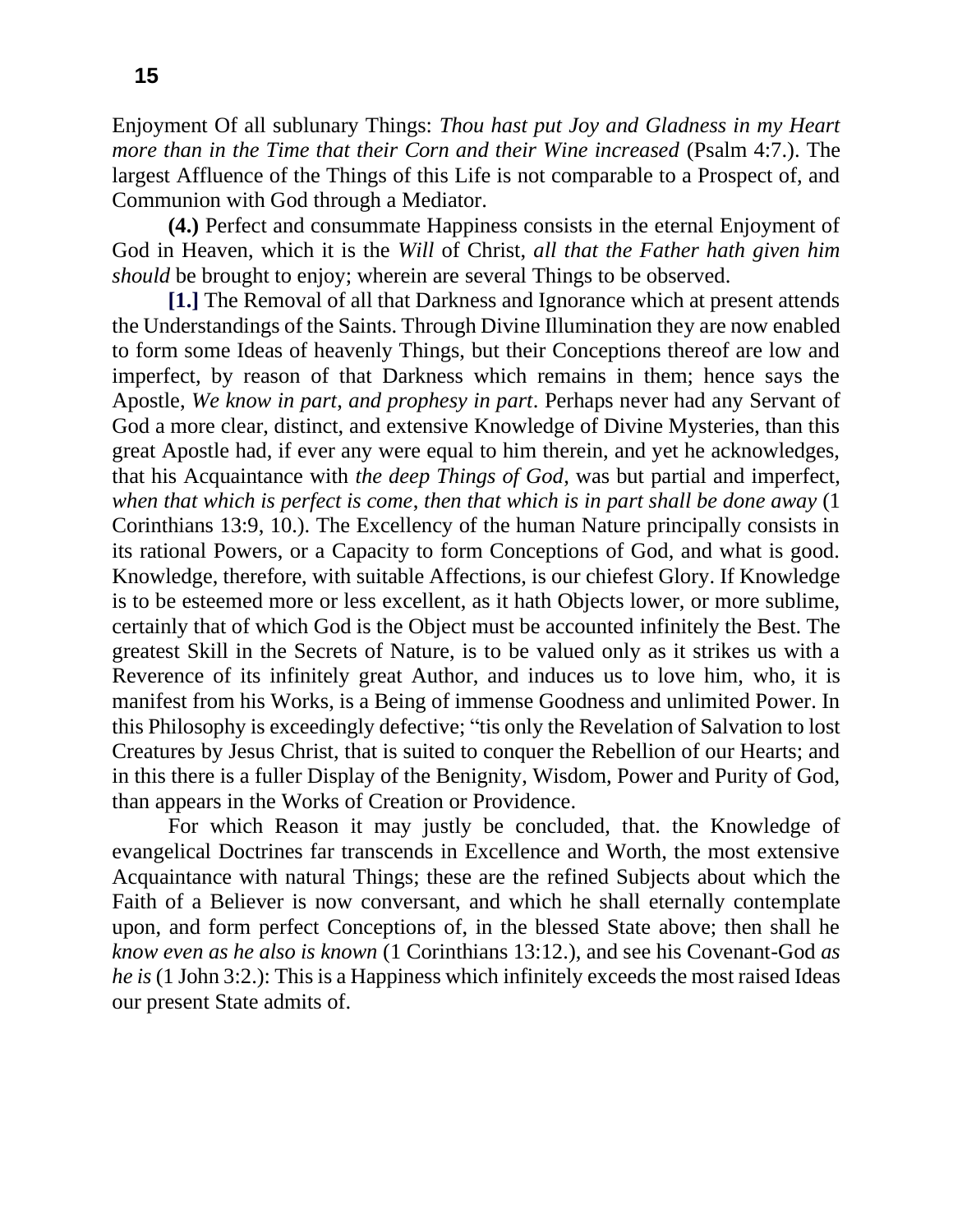Enjoyment Of all sublunary Things: *Thou hast put Joy and Gladness in my Heart more than in the Time that their Corn and their Wine increased* (Psalm 4:7.). The largest Affluence of the Things of this Life is not comparable to a Prospect of, and Communion with God through a Mediator.

**(4.)** Perfect and consummate Happiness consists in the eternal Enjoyment of God in Heaven, which it is the *Will* of Christ, *all that the Father hath given him should* be brought to enjoy; wherein are several Things to be observed.

**[1.]** The Removal of all that Darkness and Ignorance which at present attends the Understandings of the Saints. Through Divine Illumination they are now enabled to form some Ideas of heavenly Things, but their Conceptions thereof are low and imperfect, by reason of that Darkness which remains in them; hence says the Apostle, *We know in part, and prophesy in part*. Perhaps never had any Servant of God a more clear, distinct, and extensive Knowledge of Divine Mysteries, than this great Apostle had, if ever any were equal to him therein, and yet he acknowledges, that his Acquaintance with *the deep Things of God*, was but partial and imperfect, *when that which is perfect is come, then that which is in part shall be done away* (1 Corinthians 13:9, 10.). The Excellency of the human Nature principally consists in its rational Powers, or a Capacity to form Conceptions of God, and what is good. Knowledge, therefore, with suitable Affections, is our chiefest Glory. If Knowledge is to be esteemed more or less excellent, as it hath Objects lower, or more sublime, certainly that of which God is the Object must be accounted infinitely the Best. The greatest Skill in the Secrets of Nature, is to be valued only as it strikes us with a Reverence of its infinitely great Author, and induces us to love him, who, it is manifest from his Works, is a Being of immense Goodness and unlimited Power. In this Philosophy is exceedingly defective; "tis only the Revelation of Salvation to lost Creatures by Jesus Christ, that is suited to conquer the Rebellion of our Hearts; and in this there is a fuller Display of the Benignity, Wisdom, Power and Purity of God, than appears in the Works of Creation or Providence.

For which Reason it may justly be concluded, that. the Knowledge of evangelical Doctrines far transcends in Excellence and Worth, the most extensive Acquaintance with natural Things; these are the refined Subjects about which the Faith of a Believer is now conversant, and which he shall eternally contemplate upon, and form perfect Conceptions of, in the blessed State above; then shall he *know even as he also is known* (1 Corinthians 13:12.), and see his Covenant-God *as he is* (1 John 3:2.): This is a Happiness which infinitely exceeds the most raised Ideas our present State admits of.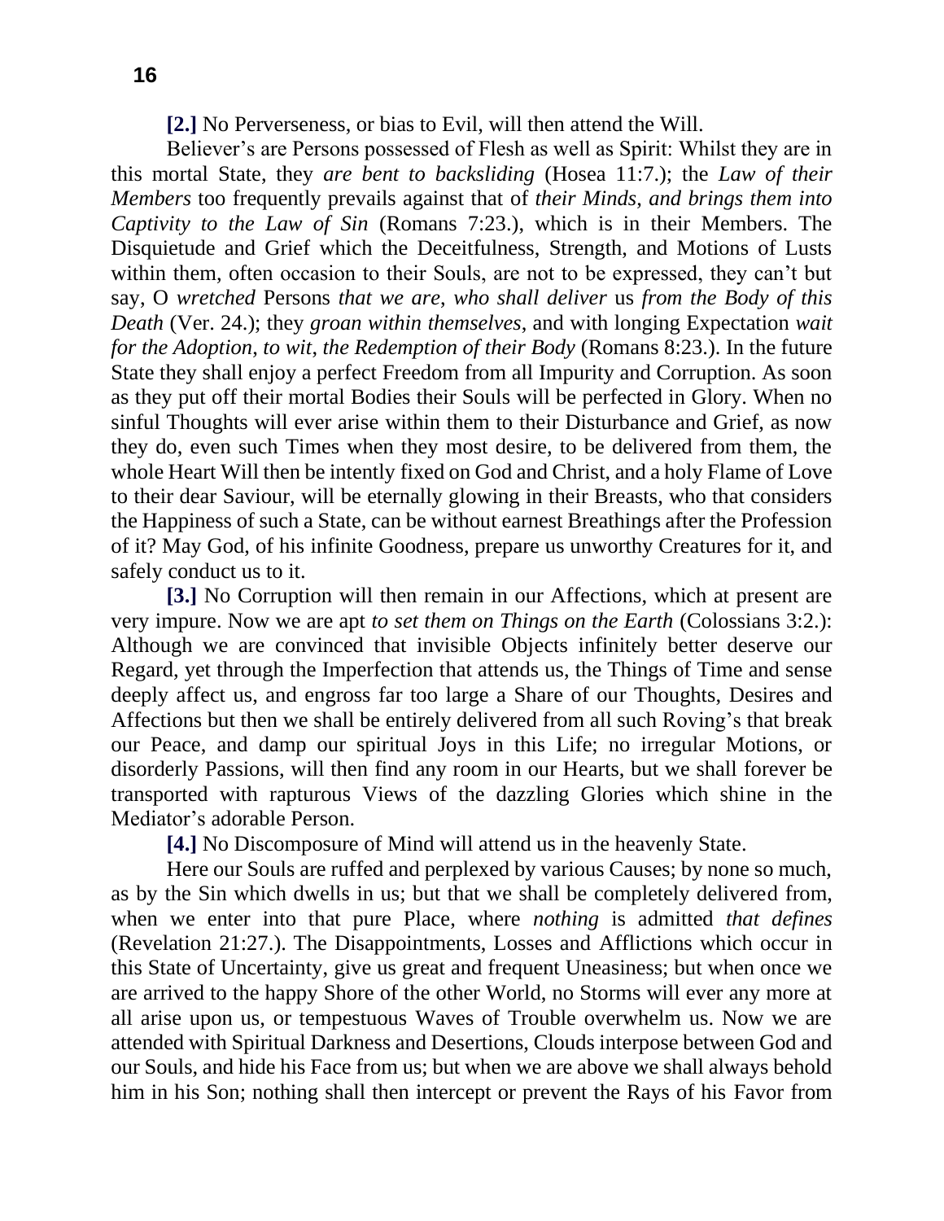**[2.]** No Perverseness, or bias to Evil, will then attend the Will.

Believer's are Persons possessed of Flesh as well as Spirit: Whilst they are in this mortal State, they *are bent to backsliding* (Hosea 11:7.); the *Law of their Members* too frequently prevails against that of *their Minds, and brings them into Captivity to the Law of Sin* (Romans 7:23.), which is in their Members. The Disquietude and Grief which the Deceitfulness, Strength, and Motions of Lusts within them, often occasion to their Souls, are not to be expressed, they can't but say, O *wretched* Persons *that we are, who shall deliver* us *from the Body of this Death* (Ver. 24.); they *groan within themselves*, and with longing Expectation *wait for the Adoption, to wit, the Redemption of their Body* (Romans 8:23.). In the future State they shall enjoy a perfect Freedom from all Impurity and Corruption. As soon as they put off their mortal Bodies their Souls will be perfected in Glory. When no sinful Thoughts will ever arise within them to their Disturbance and Grief, as now they do, even such Times when they most desire, to be delivered from them, the whole Heart Will then be intently fixed on God and Christ, and a holy Flame of Love to their dear Saviour, will be eternally glowing in their Breasts, who that considers the Happiness of such a State, can be without earnest Breathings after the Profession of it? May God, of his infinite Goodness, prepare us unworthy Creatures for it, and safely conduct us to it.

**[3.]** No Corruption will then remain in our Affections, which at present are very impure. Now we are apt *to set them on Things on the Earth* (Colossians 3:2.): Although we are convinced that invisible Objects infinitely better deserve our Regard, yet through the Imperfection that attends us, the Things of Time and sense deeply affect us, and engross far too large a Share of our Thoughts, Desires and Affections but then we shall be entirely delivered from all such Roving's that break our Peace, and damp our spiritual Joys in this Life; no irregular Motions, or disorderly Passions, will then find any room in our Hearts, but we shall forever be transported with rapturous Views of the dazzling Glories which shine in the Mediator's adorable Person.

**[4.]** No Discomposure of Mind will attend us in the heavenly State.

Here our Souls are ruffed and perplexed by various Causes; by none so much, as by the Sin which dwells in us; but that we shall be completely delivered from, when we enter into that pure Place, where *nothing* is admitted *that defines* (Revelation 21:27.). The Disappointments, Losses and Afflictions which occur in this State of Uncertainty, give us great and frequent Uneasiness; but when once we are arrived to the happy Shore of the other World, no Storms will ever any more at all arise upon us, or tempestuous Waves of Trouble overwhelm us. Now we are attended with Spiritual Darkness and Desertions, Clouds interpose between God and our Souls, and hide his Face from us; but when we are above we shall always behold him in his Son; nothing shall then intercept or prevent the Rays of his Favor from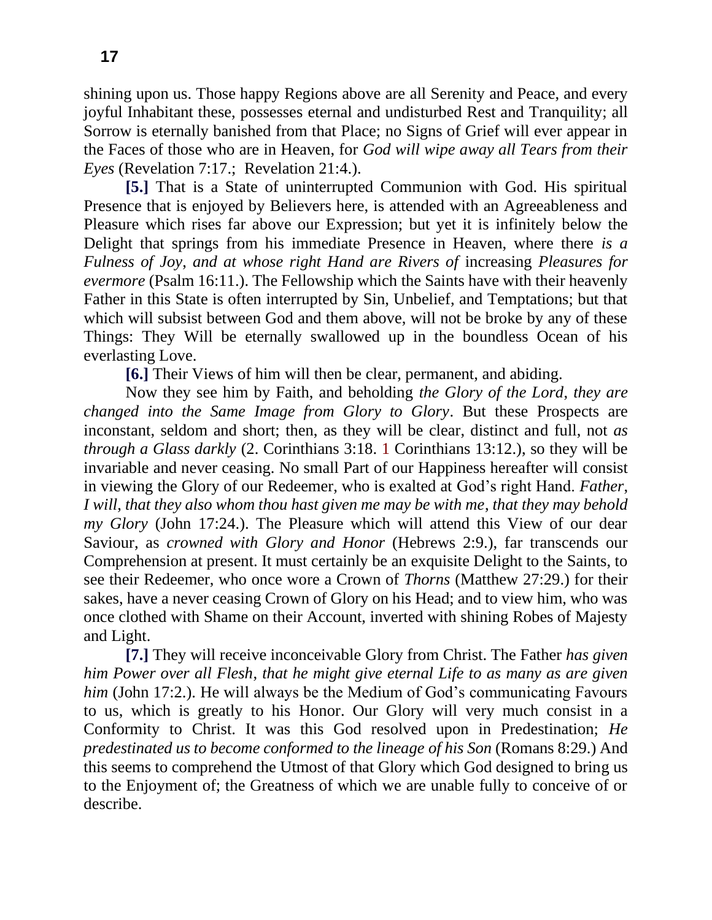shining upon us. Those happy Regions above are all Serenity and Peace, and every joyful Inhabitant these, possesses eternal and undisturbed Rest and Tranquility; all Sorrow is eternally banished from that Place; no Signs of Grief will ever appear in the Faces of those who are in Heaven, for *God will wipe away all Tears from their Eyes* (Revelation 7:17.; Revelation 21:4.).

**[5.]** That is a State of uninterrupted Communion with God. His spiritual Presence that is enjoyed by Believers here, is attended with an Agreeableness and Pleasure which rises far above our Expression; but yet it is infinitely below the Delight that springs from his immediate Presence in Heaven, where there *is a Fulness of Joy, and at whose right Hand are Rivers of* increasing *Pleasures for evermore* (Psalm 16:11.). The Fellowship which the Saints have with their heavenly Father in this State is often interrupted by Sin, Unbelief, and Temptations; but that which will subsist between God and them above, will not be broke by any of these Things: They Will be eternally swallowed up in the boundless Ocean of his everlasting Love.

**[6.]** Their Views of him will then be clear, permanent, and abiding.

Now they see him by Faith, and beholding *the Glory of the Lord, they are changed into the Same Image from Glory to Glory*. But these Prospects are inconstant, seldom and short; then, as they will be clear, distinct and full, not *as through a Glass darkly* (2. Corinthians 3:18. 1 Corinthians 13:12.), so they will be invariable and never ceasing. No small Part of our Happiness hereafter will consist in viewing the Glory of our Redeemer, who is exalted at God's right Hand. *Father, I will, that they also whom thou hast given me may be with me, that they may behold my Glory* (John 17:24.). The Pleasure which will attend this View of our dear Saviour, as *crowned with Glory and Honor* (Hebrews 2:9.), far transcends our Comprehension at present. It must certainly be an exquisite Delight to the Saints, to see their Redeemer, who once wore a Crown of *Thorns* (Matthew 27:29.) for their sakes, have a never ceasing Crown of Glory on his Head; and to view him, who was once clothed with Shame on their Account, inverted with shining Robes of Majesty and Light.

**[7.]** They will receive inconceivable Glory from Christ. The Father *has given him Power over all Flesh, that he might give eternal Life to as many as are given him* (John 17:2.). He will always be the Medium of God's communicating Favours to us, which is greatly to his Honor. Our Glory will very much consist in a Conformity to Christ. It was this God resolved upon in Predestination; *He predestinated us to become conformed to the lineage of his Son* (Romans 8:29.) And this seems to comprehend the Utmost of that Glory which God designed to bring us to the Enjoyment of; the Greatness of which we are unable fully to conceive of or describe.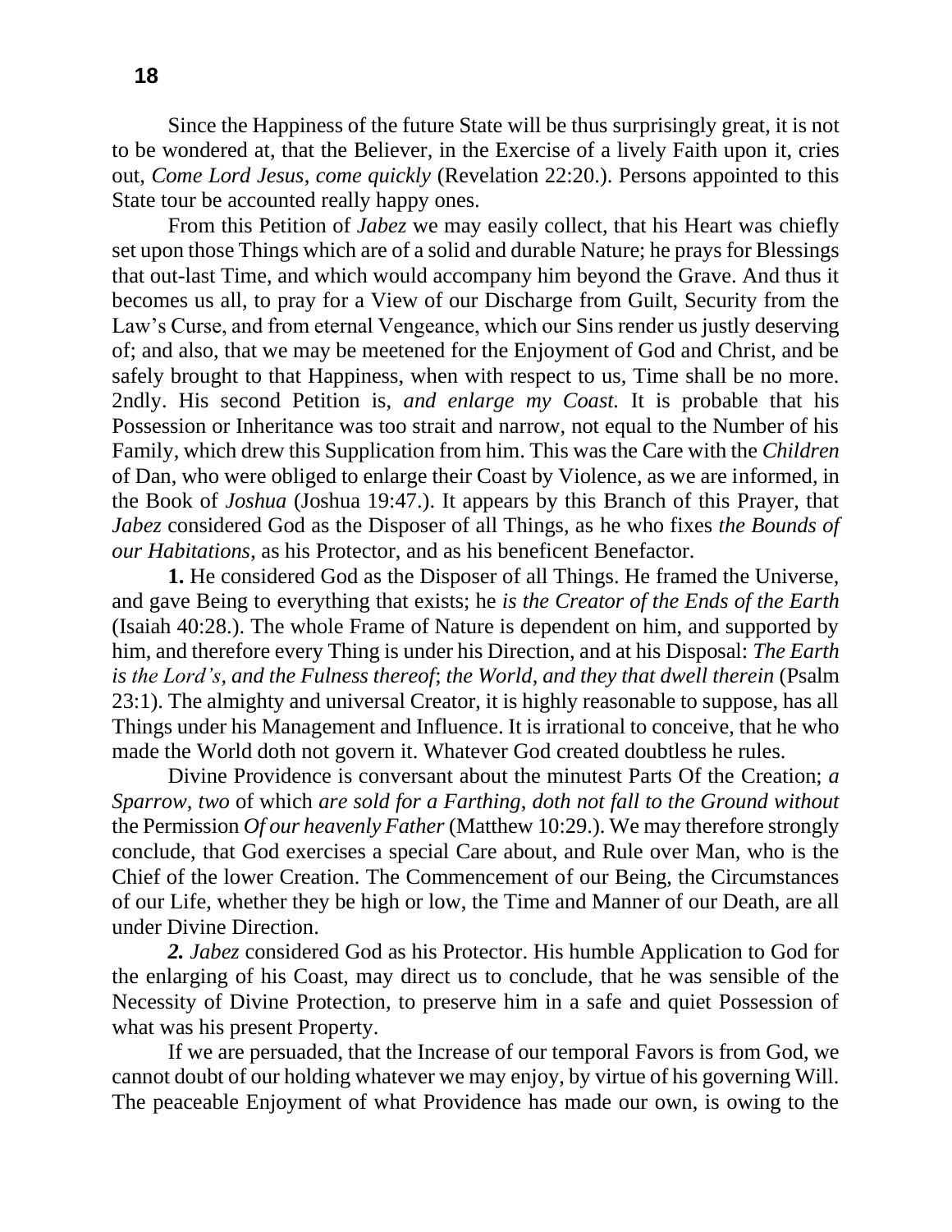Since the Happiness of the future State will be thus surprisingly great, it is not to be wondered at, that the Believer, in the Exercise of a lively Faith upon it, cries out, *Come Lord Jesus*, *come quickly* (Revelation 22:20.). Persons appointed to this State tour be accounted really happy ones.

From this Petition of *Jabez* we may easily collect, that his Heart was chiefly set upon those Things which are of a solid and durable Nature; he prays for Blessings that out-last Time, and which would accompany him beyond the Grave. And thus it becomes us all, to pray for a View of our Discharge from Guilt, Security from the Law's Curse, and from eternal Vengeance, which our Sins render us justly deserving of; and also, that we may be meetened for the Enjoyment of God and Christ, and be safely brought to that Happiness, when with respect to us, Time shall be no more. 2ndly. His second Petition is, *and enlarge my Coast.* It is probable that his Possession or Inheritance was too strait and narrow, not equal to the Number of his Family, which drew this Supplication from him. This was the Care with the *Children* of Dan, who were obliged to enlarge their Coast by Violence, as we are informed, in the Book of *Joshua* (Joshua 19:47.). It appears by this Branch of this Prayer, that *Jabez* considered God as the Disposer of all Things, as he who fixes *the Bounds of our Habitations*, as his Protector, and as his beneficent Benefactor.

**1.** He considered God as the Disposer of all Things. He framed the Universe, and gave Being to everything that exists; he *is the Creator of the Ends of the Earth* (Isaiah 40:28.). The whole Frame of Nature is dependent on him, and supported by him, and therefore every Thing is under his Direction, and at his Disposal: *The Earth is the Lord's*, *and the Fulness thereof*; *the World*, *and they that dwell therein* (Psalm 23:1). The almighty and universal Creator, it is highly reasonable to suppose, has all Things under his Management and Influence. It is irrational to conceive, that he who made the World doth not govern it. Whatever God created doubtless he rules.

Divine Providence is conversant about the minutest Parts Of the Creation; *a Sparrow*, *two* of which *are sold for a Farthing*, *doth not fall to the Ground without* the Permission *Of our heavenly Father* (Matthew 10:29.). We may therefore strongly conclude, that God exercises a special Care about, and Rule over Man, who is the Chief of the lower Creation. The Commencement of our Being, the Circumstances of our Life, whether they be high or low, the Time and Manner of our Death, are all under Divine Direction.

***2.*** *Jabez* considered God as his Protector. His humble Application to God for the enlarging of his Coast, may direct us to conclude, that he was sensible of the Necessity of Divine Protection, to preserve him in a safe and quiet Possession of what was his present Property.

If we are persuaded, that the Increase of our temporal Favors is from God, we cannot doubt of our holding whatever we may enjoy, by virtue of his governing Will. The peaceable Enjoyment of what Providence has made our own, is owing to the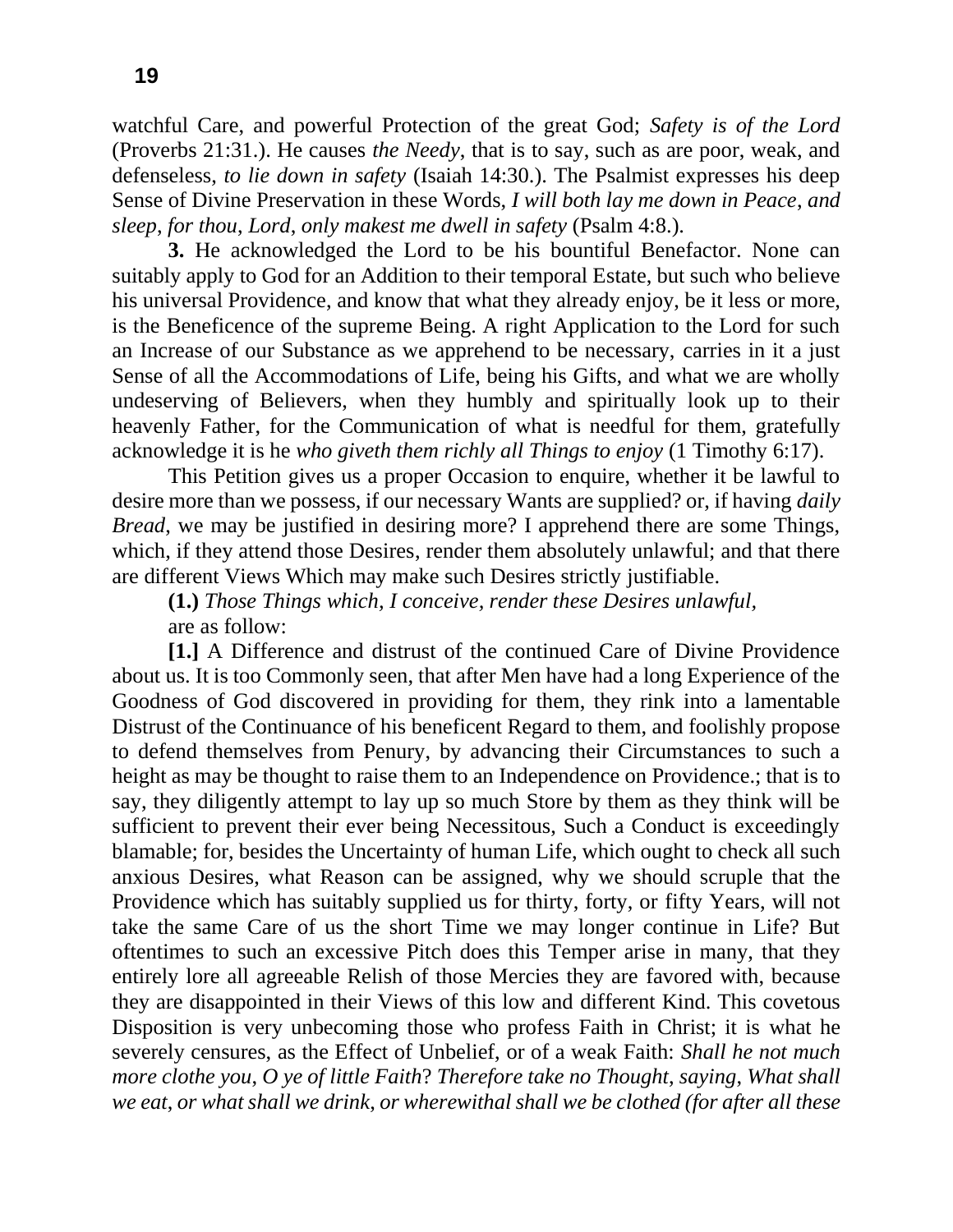watchful Care, and powerful Protection of the great God; *Safety is of the Lord* (Proverbs 21:31.). He causes *the Needy*, that is to say, such as are poor, weak, and defenseless, *to lie down in safety* (Isaiah 14:30.). The Psalmist expresses his deep Sense of Divine Preservation in these Words, *I will both lay me down in Peace, and sleep, for thou, Lord, only makest me dwell in safety* (Psalm 4:8.).

**3.** He acknowledged the Lord to be his bountiful Benefactor. None can suitably apply to God for an Addition to their temporal Estate, but such who believe his universal Providence, and know that what they already enjoy, be it less or more, is the Beneficence of the supreme Being. A right Application to the Lord for such an Increase of our Substance as we apprehend to be necessary, carries in it a just Sense of all the Accommodations of Life, being his Gifts, and what we are wholly undeserving of Believers, when they humbly and spiritually look up to their heavenly Father, for the Communication of what is needful for them, gratefully acknowledge it is he *who giveth them richly all Things to enjoy* (1 Timothy 6:17).

This Petition gives us a proper Occasion to enquire, whether it be lawful to desire more than we possess, if our necessary Wants are supplied? or, if having *daily Bread*, we may be justified in desiring more? I apprehend there are some Things, which, if they attend those Desires, render them absolutely unlawful; and that there are different Views Which may make such Desires strictly justifiable.

**(1.)** *Those Things which, I conceive, render these Desires unlawful*, are as follow:

**[1.]** A Difference and distrust of the continued Care of Divine Providence about us. It is too Commonly seen, that after Men have had a long Experience of the Goodness of God discovered in providing for them, they rink into a lamentable Distrust of the Continuance of his beneficent Regard to them, and foolishly propose to defend themselves from Penury, by advancing their Circumstances to such a height as may be thought to raise them to an Independence on Providence.; that is to say, they diligently attempt to lay up so much Store by them as they think will be sufficient to prevent their ever being Necessitous, Such a Conduct is exceedingly blamable; for, besides the Uncertainty of human Life, which ought to check all such anxious Desires, what Reason can be assigned, why we should scruple that the Providence which has suitably supplied us for thirty, forty, or fifty Years, will not take the same Care of us the short Time we may longer continue in Life? But oftentimes to such an excessive Pitch does this Temper arise in many, that they entirely lore all agreeable Relish of those Mercies they are favored with, because they are disappointed in their Views of this low and different Kind. This covetous Disposition is very unbecoming those who profess Faith in Christ; it is what he severely censures, as the Effect of Unbelief, or of a weak Faith: *Shall he not much more clothe you, O ye of little Faith? Therefore take no Thought, saying, What shall we eat, or what shall we drink, or wherewithal shall we be clothed (for after all these*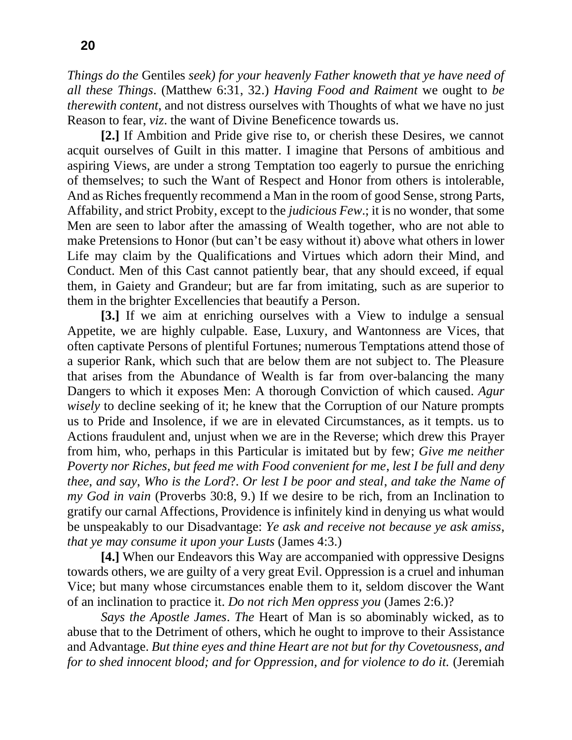*Things do the* Gentiles *seek) for your heavenly Father knoweth that ye have need of all these Things*. (Matthew 6:31, 32.) *Having Food and Raiment* we ought to *be therewith content*, and not distress ourselves with Thoughts of what we have no just Reason to fear, *viz*. the want of Divine Beneficence towards us.

**[2.]** If Ambition and Pride give rise to, or cherish these Desires, we cannot acquit ourselves of Guilt in this matter. I imagine that Persons of ambitious and aspiring Views, are under a strong Temptation too eagerly to pursue the enriching of themselves; to such the Want of Respect and Honor from others is intolerable, And as Riches frequently recommend a Man in the room of good Sense, strong Parts, Affability, and strict Probity, except to the *judicious Few*.; it is no wonder, that some Men are seen to labor after the amassing of Wealth together, who are not able to make Pretensions to Honor (but can't be easy without it) above what others in lower Life may claim by the Qualifications and Virtues which adorn their Mind, and Conduct. Men of this Cast cannot patiently bear, that any should exceed, if equal them, in Gaiety and Grandeur; but are far from imitating, such as are superior to them in the brighter Excellencies that beautify a Person.

**[3.]** If we aim at enriching ourselves with a View to indulge a sensual Appetite, we are highly culpable. Ease, Luxury, and Wantonness are Vices, that often captivate Persons of plentiful Fortunes; numerous Temptations attend those of a superior Rank, which such that are below them are not subject to. The Pleasure that arises from the Abundance of Wealth is far from over-balancing the many Dangers to which it exposes Men: A thorough Conviction of which caused. *Agur wisely* to decline seeking of it; he knew that the Corruption of our Nature prompts us to Pride and Insolence, if we are in elevated Circumstances, as it tempts. us to Actions fraudulent and, unjust when we are in the Reverse; which drew this Prayer from him, who, perhaps in this Particular is imitated but by few; *Give me neither Poverty nor Riches, but feed me with Food convenient for me, lest I be full and deny thee, and say, Who is the Lord*?. *Or lest I be poor and steal*, *and take the Name of my God in vain* (Proverbs 30:8, 9.) If we desire to be rich, from an Inclination to gratify our carnal Affections, Providence is infinitely kind in denying us what would be unspeakably to our Disadvantage: *Ye ask and receive not because ye ask amiss, that ye may consume it upon your Lusts* (James 4:3.)

**[4.]** When our Endeavors this Way are accompanied with oppressive Designs towards others, we are guilty of a very great Evil. Oppression is a cruel and inhuman Vice; but many whose circumstances enable them to it, seldom discover the Want of an inclination to practice it. *Do not rich Men oppress you* (James 2:6.)?

*Says the Apostle James*. *The* Heart of Man is so abominably wicked, as to abuse that to the Detriment of others, which he ought to improve to their Assistance and Advantage. *But thine eyes and thine Heart are not but for thy Covetousness, and for to shed innocent blood; and for Oppression, and for violence to do it.* (Jeremiah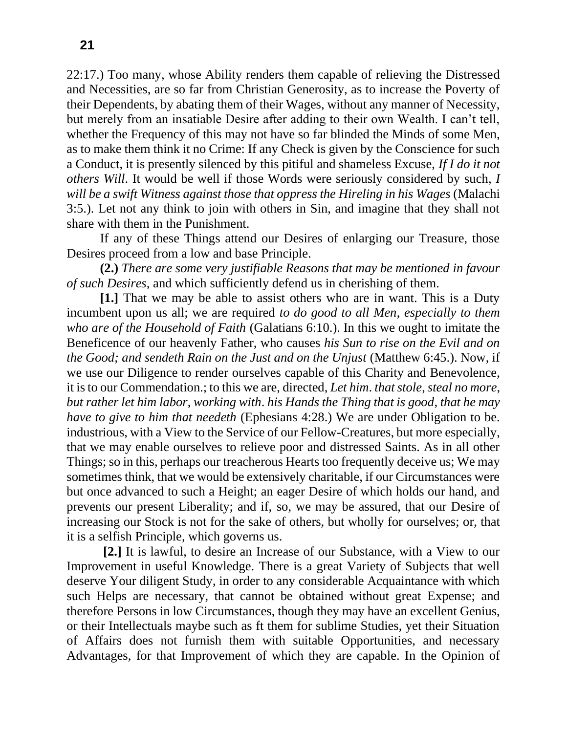22:17.) Too many, whose Ability renders them capable of relieving the Distressed and Necessities, are so far from Christian Generosity, as to increase the Poverty of their Dependents, by abating them of their Wages, without any manner of Necessity, but merely from an insatiable Desire after adding to their own Wealth. I can't tell, whether the Frequency of this may not have so far blinded the Minds of some Men, as to make them think it no Crime: If any Check is given by the Conscience for such a Conduct, it is presently silenced by this pitiful and shameless Excuse, *If I do it not others Will*. It would be well if those Words were seriously considered by such, *I will be a swift Witness against those that oppress the Hireling in his Wages* (Malachi 3:5.). Let not any think to join with others in Sin, and imagine that they shall not share with them in the Punishment.

If any of these Things attend our Desires of enlarging our Treasure, those Desires proceed from a low and base Principle.

**(2.)** *There are some very justifiable Reasons that may be mentioned in favour of such Desires,* and which sufficiently defend us in cherishing of them.

**[1.]** That we may be able to assist others who are in want. This is a Duty incumbent upon us all; we are required *to do good to all Men*, *especially to them who are of the Household of Faith* (Galatians 6:10.). In this we ought to imitate the Beneficence of our heavenly Father, who causes *his Sun to rise on the Evil and on the Good; and sendeth Rain on the Just and on the Unjust* (Matthew 6:45.). Now, if we use our Diligence to render ourselves capable of this Charity and Benevolence, it is to our Commendation.; to this we are, directed, *Let him. that stole, steal no more, but rather let him labor, working with. his Hands the Thing that is good, that he may have to give to him that needeth* (Ephesians 4:28.) We are under Obligation to be. industrious, with a View to the Service of our Fellow-Creatures, but more especially, that we may enable ourselves to relieve poor and distressed Saints. As in all other Things; so in this, perhaps our treacherous Hearts too frequently deceive us; We may sometimes think, that we would be extensively charitable, if our Circumstances were but once advanced to such a Height; an eager Desire of which holds our hand, and prevents our present Liberality; and if, so, we may be assured, that our Desire of increasing our Stock is not for the sake of others, but wholly for ourselves; or, that it is a selfish Principle, which governs us.

**[2.]** It is lawful, to desire an Increase of our Substance, with a View to our Improvement in useful Knowledge. There is a great Variety of Subjects that well deserve Your diligent Study, in order to any considerable Acquaintance with which such Helps are necessary, that cannot be obtained without great Expense; and therefore Persons in low Circumstances, though they may have an excellent Genius, or their Intellectuals maybe such as ft them for sublime Studies, yet their Situation of Affairs does not furnish them with suitable Opportunities, and necessary Advantages, for that Improvement of which they are capable. In the Opinion of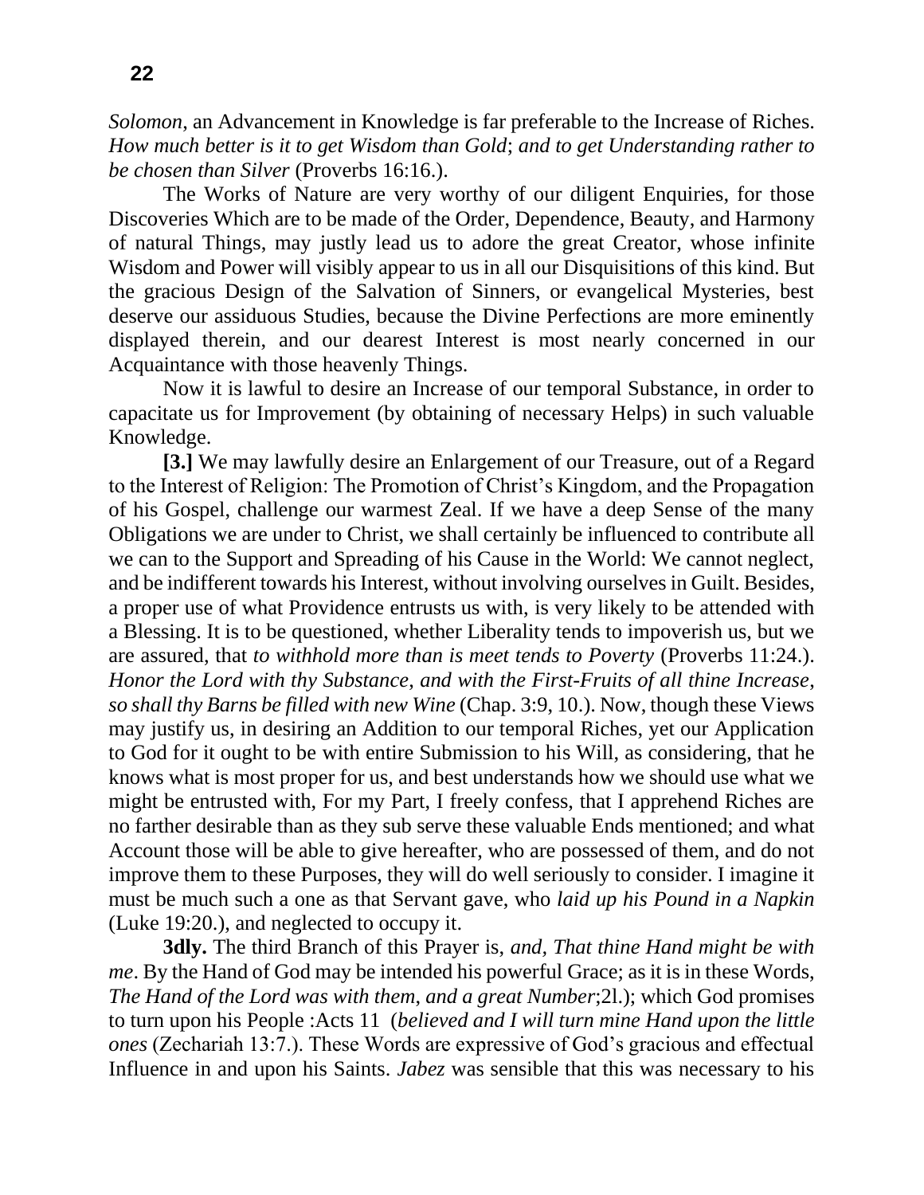*Solomon*, an Advancement in Knowledge is far preferable to the Increase of Riches. *How much better is it to get Wisdom than Gold*; *and to get Understanding rather to be chosen than Silver* (Proverbs 16:16.).

The Works of Nature are very worthy of our diligent Enquiries, for those Discoveries Which are to be made of the Order, Dependence, Beauty, and Harmony of natural Things, may justly lead us to adore the great Creator, whose infinite Wisdom and Power will visibly appear to us in all our Disquisitions of this kind. But the gracious Design of the Salvation of Sinners, or evangelical Mysteries, best deserve our assiduous Studies, because the Divine Perfections are more eminently displayed therein, and our dearest Interest is most nearly concerned in our Acquaintance with those heavenly Things.

Now it is lawful to desire an Increase of our temporal Substance, in order to capacitate us for Improvement (by obtaining of necessary Helps) in such valuable Knowledge.

**[3.]** We may lawfully desire an Enlargement of our Treasure, out of a Regard to the Interest of Religion: The Promotion of Christ's Kingdom, and the Propagation of his Gospel, challenge our warmest Zeal. If we have a deep Sense of the many Obligations we are under to Christ, we shall certainly be influenced to contribute all we can to the Support and Spreading of his Cause in the World: We cannot neglect, and be indifferent towards his Interest, without involving ourselves in Guilt. Besides, a proper use of what Providence entrusts us with, is very likely to be attended with a Blessing. It is to be questioned, whether Liberality tends to impoverish us, but we are assured, that *to withhold more than is meet tends to Poverty* (Proverbs 11:24.). *Honor the Lord with thy Substance, and with the First-Fruits of all thine Increase, so shall thy Barns be filled with new Wine* (Chap. 3:9, 10.). Now, though these Views may justify us, in desiring an Addition to our temporal Riches, yet our Application to God for it ought to be with entire Submission to his Will, as considering, that he knows what is most proper for us, and best understands how we should use what we might be entrusted with, For my Part, I freely confess, that I apprehend Riches are no farther desirable than as they sub serve these valuable Ends mentioned; and what Account those will be able to give hereafter, who are possessed of them, and do not improve them to these Purposes, they will do well seriously to consider. I imagine it must be much such a one as that Servant gave, who *laid up his Pound in a Napkin* (Luke 19:20.), and neglected to occupy it.

**3dly.** The third Branch of this Prayer is, *and, That thine Hand might be with me*. By the Hand of God may be intended his powerful Grace; as it is in these Words, *The Hand of the Lord was with them, and a great Number*;2l.); which God promises to turn upon his People :Acts 11 (*believed and I will turn mine Hand upon the little ones* (Zechariah 13:7.). These Words are expressive of God's gracious and effectual Influence in and upon his Saints. *Jabez* was sensible that this was necessary to his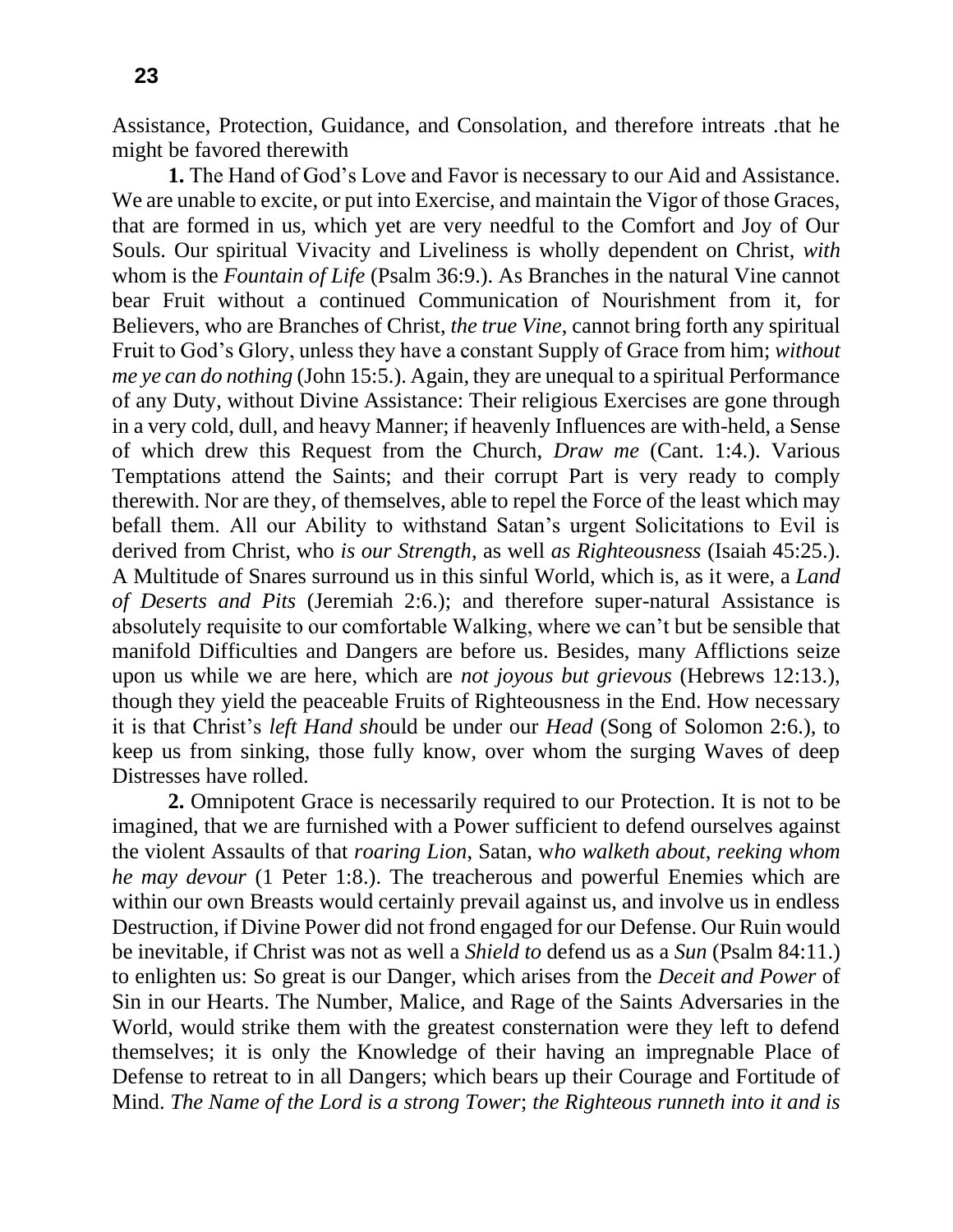Assistance, Protection, Guidance, and Consolation, and therefore intreats .that he might be favored therewith

**1.** The Hand of God's Love and Favor is necessary to our Aid and Assistance. We are unable to excite, or put into Exercise, and maintain the Vigor of those Graces, that are formed in us, which yet are very needful to the Comfort and Joy of Our Souls. Our spiritual Vivacity and Liveliness is wholly dependent on Christ, *with* whom is the *Fountain of Life* (Psalm 36:9.). As Branches in the natural Vine cannot bear Fruit without a continued Communication of Nourishment from it, for Believers, who are Branches of Christ, *the true Vine*, cannot bring forth any spiritual Fruit to God's Glory, unless they have a constant Supply of Grace from him; *without me ye can do nothing* (John 15:5.). Again, they are unequal to a spiritual Performance of any Duty, without Divine Assistance: Their religious Exercises are gone through in a very cold, dull, and heavy Manner; if heavenly Influences are with-held, a Sense of which drew this Request from the Church, *Draw me* (Cant. 1:4.). Various Temptations attend the Saints; and their corrupt Part is very ready to comply therewith. Nor are they, of themselves, able to repel the Force of the least which may befall them. All our Ability to withstand Satan's urgent Solicitations to Evil is derived from Christ, who *is our Strength*, as well *as Righteousness* (Isaiah 45:25.). A Multitude of Snares surround us in this sinful World, which is, as it were, a *Land of Deserts and Pits* (Jeremiah 2:6.); and therefore super-natural Assistance is absolutely requisite to our comfortable Walking, where we can't but be sensible that manifold Difficulties and Dangers are before us. Besides, many Afflictions seize upon us while we are here, which are *not joyous but grievous* (Hebrews 12:13.), though they yield the peaceable Fruits of Righteousness in the End. How necessary it is that Christ's *left Hand sh*ould be under our *Head* (Song of Solomon 2:6.), to keep us from sinking, those fully know, over whom the surging Waves of deep Distresses have rolled.

**2.** Omnipotent Grace is necessarily required to our Protection. It is not to be imagined, that we are furnished with a Power sufficient to defend ourselves against the violent Assaults of that *roaring Lion*, Satan, w*ho walketh about*, *reeking whom he may devour* (1 Peter 1:8.). The treacherous and powerful Enemies which are within our own Breasts would certainly prevail against us, and involve us in endless Destruction, if Divine Power did not frond engaged for our Defense. Our Ruin would be inevitable, if Christ was not as well a *Shield to* defend us as a *Sun* (Psalm 84:11.) to enlighten us: So great is our Danger, which arises from the *Deceit and Power* of Sin in our Hearts. The Number, Malice, and Rage of the Saints Adversaries in the World, would strike them with the greatest consternation were they left to defend themselves; it is only the Knowledge of their having an impregnable Place of Defense to retreat to in all Dangers; which bears up their Courage and Fortitude of Mind. *The Name of the Lord is a strong Tower*; *the Righteous runneth into it and is*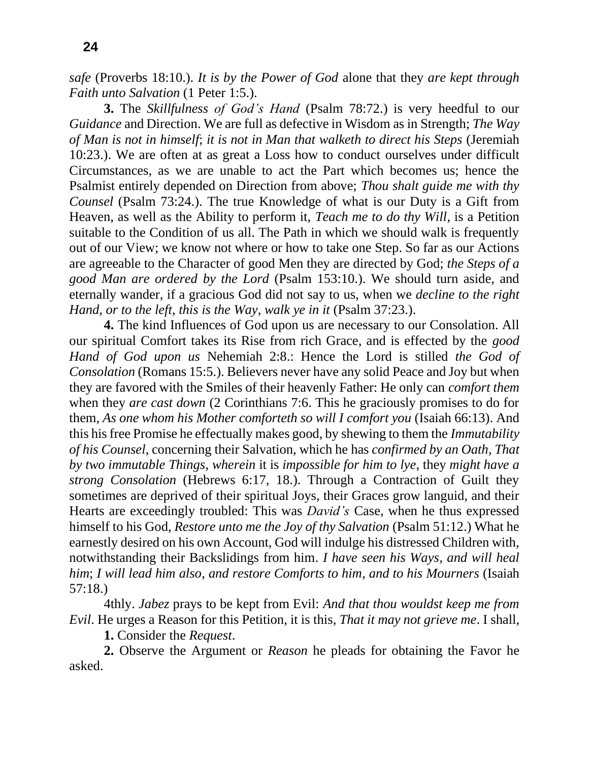*safe* (Proverbs 18:10.). *It is by the Power of God* alone that they *are kept through Faith unto Salvation* (1 Peter 1:5.).

**3.** The *Skillfulness of God's Hand* (Psalm 78:72.) is very heedful to our *Guidance* and Direction. We are full as defective in Wisdom as in Strength; *The Way of Man is not in himself*; *it is not in Man that walketh to direct his Steps* (Jeremiah 10:23.). We are often at as great a Loss how to conduct ourselves under difficult Circumstances, as we are unable to act the Part which becomes us; hence the Psalmist entirely depended on Direction from above; *Thou shalt guide me with thy Counsel* (Psalm 73:24.). The true Knowledge of what is our Duty is a Gift from Heaven, as well as the Ability to perform it, *Teach me to do thy Will*, is a Petition suitable to the Condition of us all. The Path in which we should walk is frequently out of our View; we know not where or how to take one Step. So far as our Actions are agreeable to the Character of good Men they are directed by God; *the Steps of a good Man are ordered by the Lord* (Psalm 153:10.). We should turn aside, and eternally wander, if a gracious God did not say to us, when we *decline to the right Hand*, *or to the left*, *this is the Way*, *walk ye in it* (Psalm 37:23.).

**4.** The kind Influences of God upon us are necessary to our Consolation. All our spiritual Comfort takes its Rise from rich Grace, and is effected by the *good Hand of God upon us* Nehemiah 2:8.: Hence the Lord is stilled *the God of Consolation* (Romans 15:5.). Believers never have any solid Peace and Joy but when they are favored with the Smiles of their heavenly Father: He only can *comfort them* when they *are cast down* (2 Corinthians 7:6. This he graciously promises to do for them, *As one whom his Mother comforteth so will I comfort you* (Isaiah 66:13). And this his free Promise he effectually makes good, by shewing to them the *Immutability of his Counsel*, concerning their Salvation, which he has *confirmed by an Oath*, *That by two immutable Things*, *wherein* it is *impossible for him to lye*, they *might have a strong Consolation* (Hebrews 6:17, 18.). Through a Contraction of Guilt they sometimes are deprived of their spiritual Joys, their Graces grow languid, and their Hearts are exceedingly troubled: This was *David's* Case, when he thus expressed himself to his God, *Restore unto me the Joy of thy Salvation* (Psalm 51:12.) What he earnestly desired on his own Account, God will indulge his distressed Children with, notwithstanding their Backslidings from him. *I have seen his Ways, and will heal him*; *I will lead him also*, *and restore Comforts to him*, *and to his Mourners* (Isaiah 57:18.)

4thly. *Jabez* prays to be kept from Evil: *And that thou wouldst keep me from Evil*. He urges a Reason for this Petition, it is this, *That it may not grieve me*. I shall,

**1.** Consider the *Request*.

**2.** Observe the Argument or *Reason* he pleads for obtaining the Favor he asked.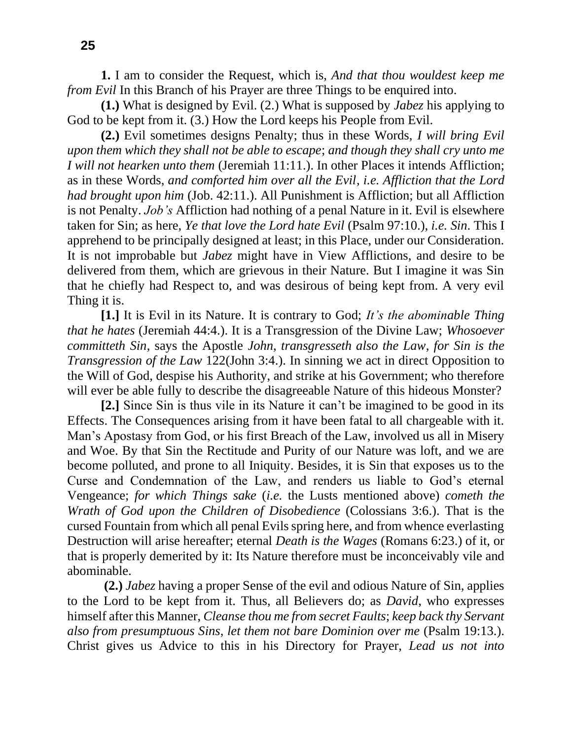**1.** I am to consider the Request, which is, *And that thou wouldest keep me from Evil* In this Branch of his Prayer are three Things to be enquired into.

**(1.)** What is designed by Evil. (2.) What is supposed by *Jabez* his applying to God to be kept from it. (3.) How the Lord keeps his People from Evil.

**(2.)** Evil sometimes designs Penalty; thus in these Words, *I will bring Evil upon them which they shall not be able to escape*; *and though they shall cry unto me I will not hearken unto them* (Jeremiah 11:11.). In other Places it intends Affliction; as in these Words, *and comforted him over all the Evil*, *i.e. Affliction that the Lord had brought upon him* (Job. 42:11.). All Punishment is Affliction; but all Affliction is not Penalty. *Job's* Affliction had nothing of a penal Nature in it. Evil is elsewhere taken for Sin; as here, *Ye that love the Lord hate Evil* (Psalm 97:10.), *i.e. Sin*. This I apprehend to be principally designed at least; in this Place, under our Consideration. It is not improbable but *Jabez* might have in View Afflictions, and desire to be delivered from them, which are grievous in their Nature. But I imagine it was Sin that he chiefly had Respect to, and was desirous of being kept from. A very evil Thing it is.

**[1.]** It is Evil in its Nature. It is contrary to God; *It's the abominable Thing that he hates* (Jeremiah 44:4.). It is a Transgression of the Divine Law; *Whosoever committeth Sin*, says the Apostle *John*, *transgresseth also the Law*, *for Sin is the Transgression of the Law* 122(John 3:4.). In sinning we act in direct Opposition to the Will of God, despise his Authority, and strike at his Government; who therefore will ever be able fully to describe the disagreeable Nature of this hideous Monster?

**[2.]** Since Sin is thus vile in its Nature it can't be imagined to be good in its Effects. The Consequences arising from it have been fatal to all chargeable with it. Man's Apostasy from God, or his first Breach of the Law, involved us all in Misery and Woe. By that Sin the Rectitude and Purity of our Nature was loft, and we are become polluted, and prone to all Iniquity. Besides, it is Sin that exposes us to the Curse and Condemnation of the Law, and renders us liable to God's eternal Vengeance; *for which Things sake* (*i.e.* the Lusts mentioned above) *cometh the Wrath of God upon the Children of Disobedience* (Colossians 3:6.). That is the cursed Fountain from which all penal Evils spring here, and from whence everlasting Destruction will arise hereafter; eternal *Death is the Wages* (Romans 6:23.) of it, or that is properly demerited by it: Its Nature therefore must be inconceivably vile and abominable.

**(2.)** *Jabez* having a proper Sense of the evil and odious Nature of Sin, applies to the Lord to be kept from it. Thus, all Believers do; as *David*, who expresses himself after this Manner, *Cleanse thou me from secret Faults*; *keep back thy Servant also from presumptuous Sins*, *let them not bare Dominion over me* (Psalm 19:13.). Christ gives us Advice to this in his Directory for Prayer, *Lead us not into*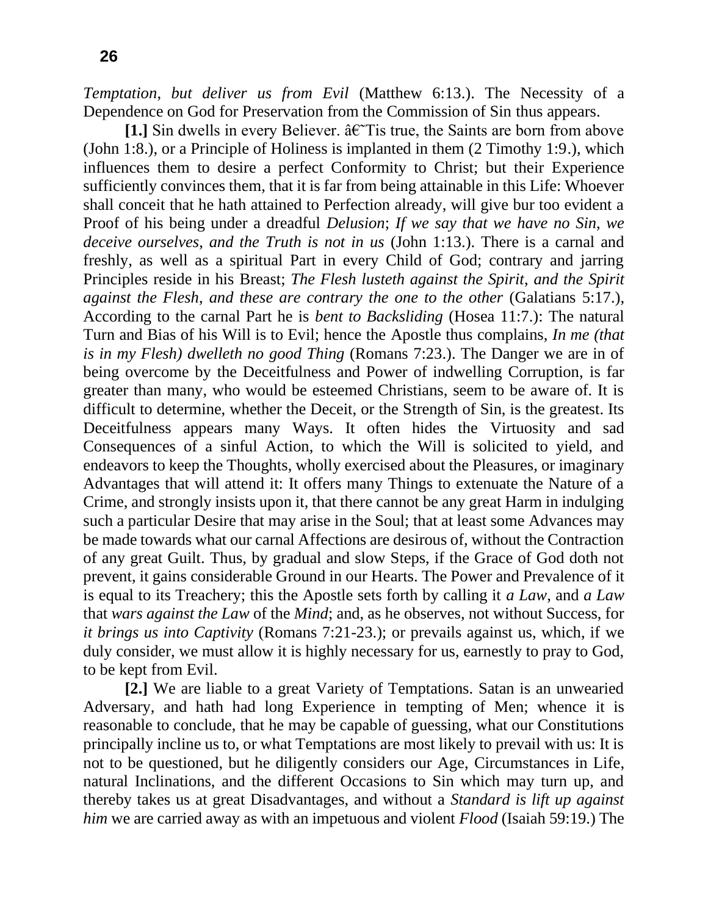*Temptation*, *but deliver us from Evil* (Matthew 6:13.). The Necessity of a Dependence on God for Preservation from the Commission of Sin thus appears.

**[1.]** Sin dwells in every Believer. â€˜Tis true, the Saints are born from above (John 1:8.), or a Principle of Holiness is implanted in them (2 Timothy 1:9.), which influences them to desire a perfect Conformity to Christ; but their Experience sufficiently convinces them, that it is far from being attainable in this Life: Whoever shall conceit that he hath attained to Perfection already, will give bur too evident a Proof of his being under a dreadful *Delusion*; *If we say that we have no Sin, we deceive ourselves, and the Truth is not in us* (John 1:13.). There is a carnal and freshly, as well as a spiritual Part in every Child of God; contrary and jarring Principles reside in his Breast; *The Flesh lusteth against the Spirit, and the Spirit against the Flesh, and these are contrary the one to the other* (Galatians 5:17.), According to the carnal Part he is *bent to Backsliding* (Hosea 11:7.): The natural Turn and Bias of his Will is to Evil; hence the Apostle thus complains, *In me (that is in my Flesh) dwelleth no good Thing* (Romans 7:23.). The Danger we are in of being overcome by the Deceitfulness and Power of indwelling Corruption, is far greater than many, who would be esteemed Christians, seem to be aware of. It is difficult to determine, whether the Deceit, or the Strength of Sin, is the greatest. Its Deceitfulness appears many Ways. It often hides the Virtuosity and sad Consequences of a sinful Action, to which the Will is solicited to yield, and endeavors to keep the Thoughts, wholly exercised about the Pleasures, or imaginary Advantages that will attend it: It offers many Things to extenuate the Nature of a Crime, and strongly insists upon it, that there cannot be any great Harm in indulging such a particular Desire that may arise in the Soul; that at least some Advances may be made towards what our carnal Affections are desirous of, without the Contraction of any great Guilt. Thus, by gradual and slow Steps, if the Grace of God doth not prevent, it gains considerable Ground in our Hearts. The Power and Prevalence of it is equal to its Treachery; this the Apostle sets forth by calling it *a Law*, and *a Law* that *wars against the Law* of the *Mind*; and, as he observes, not without Success, for *it brings us into Captivity* (Romans 7:21-23.); or prevails against us, which, if we duly consider, we must allow it is highly necessary for us, earnestly to pray to God, to be kept from Evil.

**[2.]** We are liable to a great Variety of Temptations. Satan is an unwearied Adversary, and hath had long Experience in tempting of Men; whence it is reasonable to conclude, that he may be capable of guessing, what our Constitutions principally incline us to, or what Temptations are most likely to prevail with us: It is not to be questioned, but he diligently considers our Age, Circumstances in Life, natural Inclinations, and the different Occasions to Sin which may turn up, and thereby takes us at great Disadvantages, and without a *Standard is lift up against him* we are carried away as with an impetuous and violent *Flood* (Isaiah 59:19.) The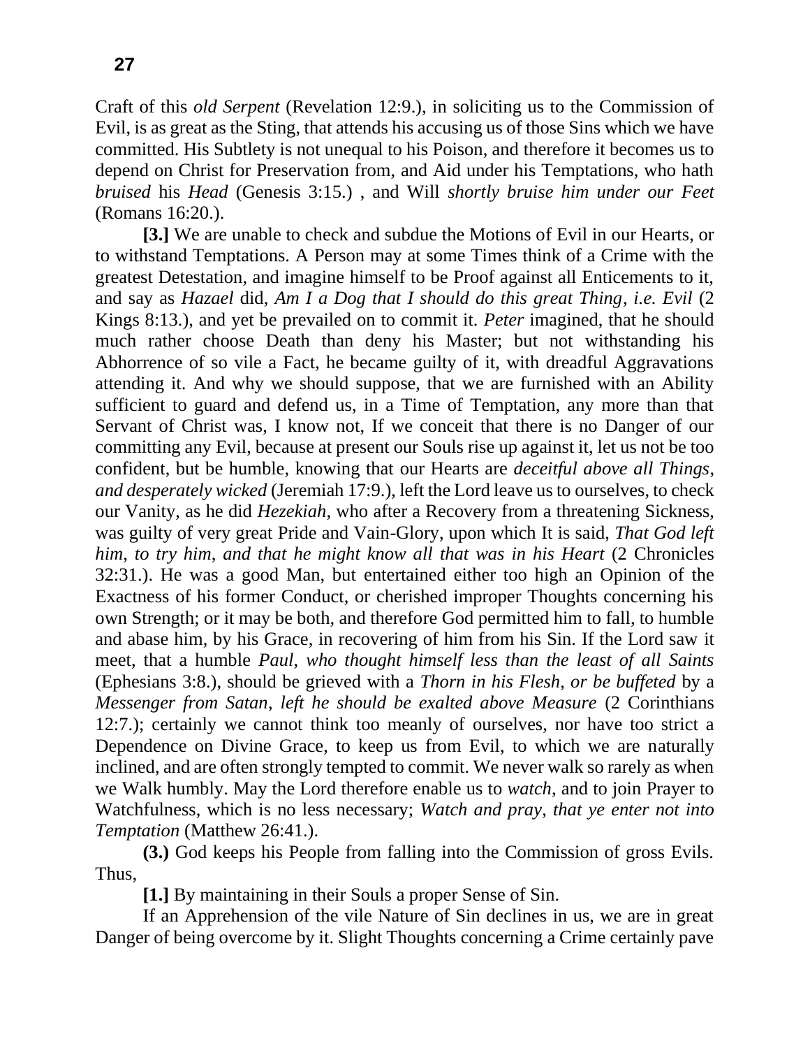Craft of this *old Serpent* (Revelation 12:9.), in soliciting us to the Commission of Evil, is as great as the Sting, that attends his accusing us of those Sins which we have committed. His Subtlety is not unequal to his Poison, and therefore it becomes us to depend on Christ for Preservation from, and Aid under his Temptations, who hath *bruised* his *Head* (Genesis 3:15.) , and Will *shortly bruise him under our Feet* (Romans 16:20.).

**[3.]** We are unable to check and subdue the Motions of Evil in our Hearts, or to withstand Temptations. A Person may at some Times think of a Crime with the greatest Detestation, and imagine himself to be Proof against all Enticements to it, and say as *Hazael* did, *Am I a Dog that I should do this great Thing, i.e. Evil* (2 Kings 8:13.), and yet be prevailed on to commit it. *Peter* imagined, that he should much rather choose Death than deny his Master; but not withstanding his Abhorrence of so vile a Fact, he became guilty of it, with dreadful Aggravations attending it. And why we should suppose, that we are furnished with an Ability sufficient to guard and defend us, in a Time of Temptation, any more than that Servant of Christ was, I know not, If we conceit that there is no Danger of our committing any Evil, because at present our Souls rise up against it, let us not be too confident, but be humble, knowing that our Hearts are *deceitful above all Things, and desperately wicked* (Jeremiah 17:9.), left the Lord leave us to ourselves, to check our Vanity, as he did *Hezekiah*, who after a Recovery from a threatening Sickness, was guilty of very great Pride and Vain-Glory, upon which It is said, *That God left him, to try him, and that he might know all that was in his Heart* (2 Chronicles 32:31.). He was a good Man, but entertained either too high an Opinion of the Exactness of his former Conduct, or cherished improper Thoughts concerning his own Strength; or it may be both, and therefore God permitted him to fall, to humble and abase him, by his Grace, in recovering of him from his Sin. If the Lord saw it meet, that a humble *Paul, who thought himself less than the least of all Saints* (Ephesians 3:8.), should be grieved with a *Thorn in his Flesh, or be buffeted* by a *Messenger from Satan, left he should be exalted above Measure* (2 Corinthians 12:7.); certainly we cannot think too meanly of ourselves, nor have too strict a Dependence on Divine Grace, to keep us from Evil, to which we are naturally inclined, and are often strongly tempted to commit. We never walk so rarely as when we Walk humbly. May the Lord therefore enable us to *watch*, and to join Prayer to Watchfulness, which is no less necessary; *Watch and pray, that ye enter not into Temptation* (Matthew 26:41.).

**(3.)** God keeps his People from falling into the Commission of gross Evils. Thus,

**[1.]** By maintaining in their Souls a proper Sense of Sin.

If an Apprehension of the vile Nature of Sin declines in us, we are in great Danger of being overcome by it. Slight Thoughts concerning a Crime certainly pave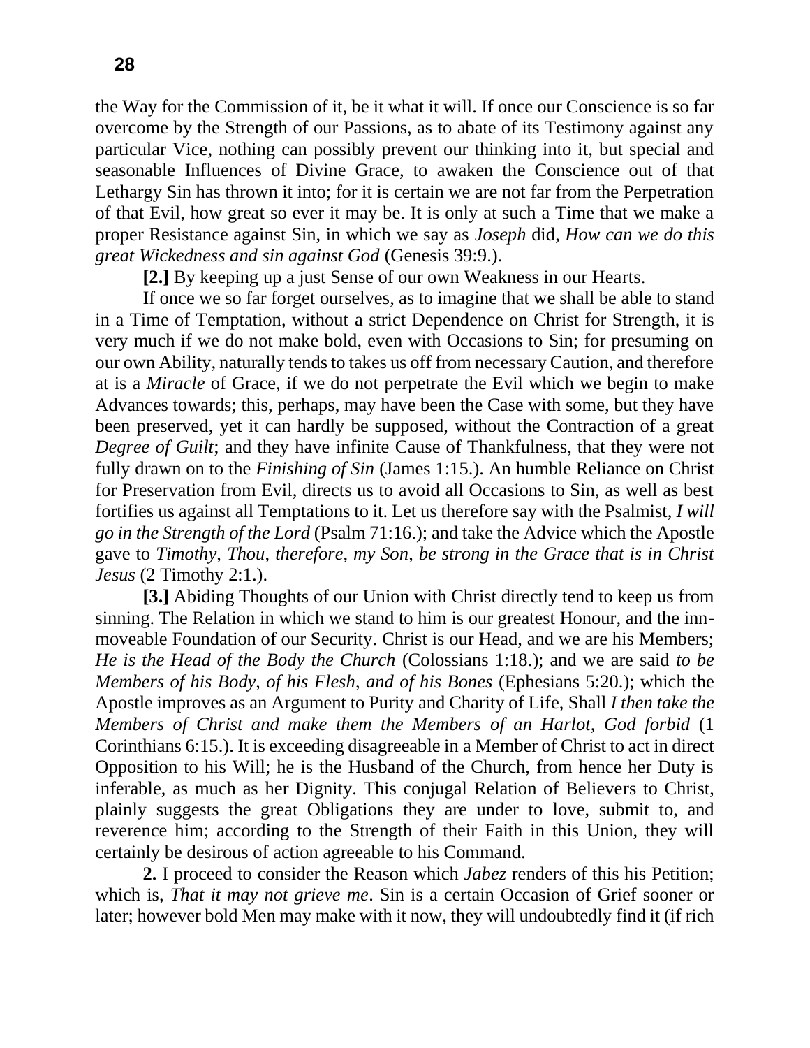the Way for the Commission of it, be it what it will. If once our Conscience is so far overcome by the Strength of our Passions, as to abate of its Testimony against any particular Vice, nothing can possibly prevent our thinking into it, but special and seasonable Influences of Divine Grace, to awaken the Conscience out of that Lethargy Sin has thrown it into; for it is certain we are not far from the Perpetration of that Evil, how great so ever it may be. It is only at such a Time that we make a proper Resistance against Sin, in which we say as *Joseph* did, *How can we do this great Wickedness and sin against God* (Genesis 39:9.).

**[2.]** By keeping up a just Sense of our own Weakness in our Hearts.

If once we so far forget ourselves, as to imagine that we shall be able to stand in a Time of Temptation, without a strict Dependence on Christ for Strength, it is very much if we do not make bold, even with Occasions to Sin; for presuming on our own Ability, naturally tends to takes us off from necessary Caution, and therefore at is a *Miracle* of Grace, if we do not perpetrate the Evil which we begin to make Advances towards; this, perhaps, may have been the Case with some, but they have been preserved, yet it can hardly be supposed, without the Contraction of a great *Degree of Guilt*; and they have infinite Cause of Thankfulness, that they were not fully drawn on to the *Finishing of Sin* (James 1:15.). An humble Reliance on Christ for Preservation from Evil, directs us to avoid all Occasions to Sin, as well as best fortifies us against all Temptations to it. Let us therefore say with the Psalmist, *I will go in the Strength of the Lord* (Psalm 71:16.); and take the Advice which the Apostle gave to *Timothy*, *Thou, therefore, my Son, be strong in the Grace that is in Christ Jesus* (2 Timothy 2:1.).

**[3.]** Abiding Thoughts of our Union with Christ directly tend to keep us from sinning. The Relation in which we stand to him is our greatest Honour, and the inn-moveable Foundation of our Security. Christ is our Head, and we are his Members; *He is the Head of the Body the Church* (Colossians 1:18.); and we are said *to be Members of his Body, of his Flesh, and of his Bones* (Ephesians 5:20.); which the Apostle improves as an Argument to Purity and Charity of Life, Shall *I then take the Members of Christ and make them the Members of an Harlot, God forbid* (1 Corinthians 6:15.). It is exceeding disagreeable in a Member of Christ to act in direct Opposition to his Will; he is the Husband of the Church, from hence her Duty is inferable, as much as her Dignity. This conjugal Relation of Believers to Christ, plainly suggests the great Obligations they are under to love, submit to, and reverence him; according to the Strength of their Faith in this Union, they will certainly be desirous of action agreeable to his Command.

**2.** I proceed to consider the Reason which *Jabez* renders of this his Petition; which is, *That it may not grieve me*. Sin is a certain Occasion of Grief sooner or later; however bold Men may make with it now, they will undoubtedly find it (if rich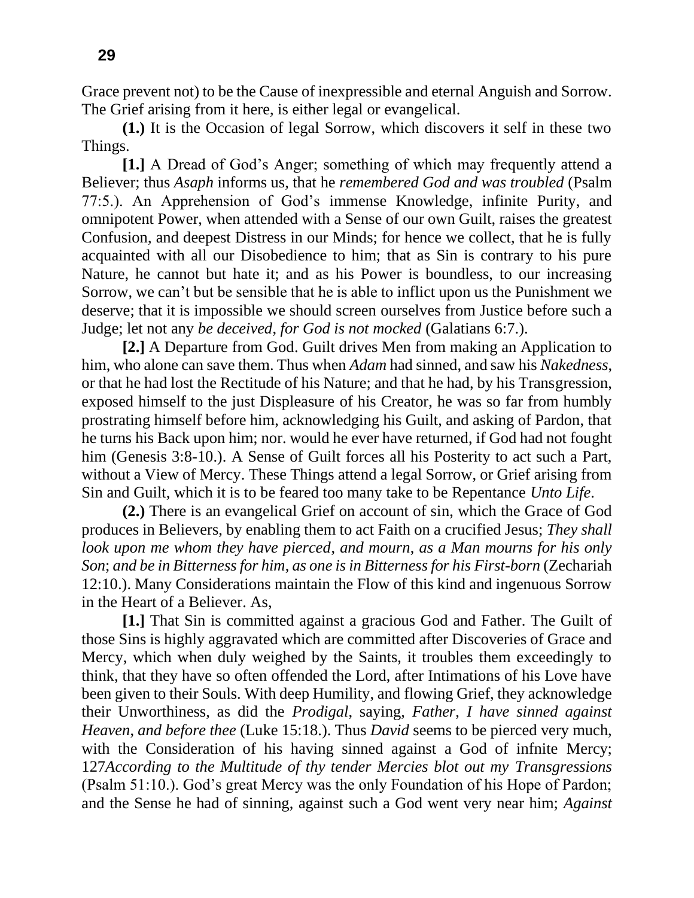Grace prevent not) to be the Cause of inexpressible and eternal Anguish and Sorrow. The Grief arising from it here, is either legal or evangelical.

**(1.)** It is the Occasion of legal Sorrow, which discovers it self in these two Things.

**[1.]** A Dread of God's Anger; something of which may frequently attend a Believer; thus *Asaph* informs us, that he *remembered God and was troubled* (Psalm 77:5.). An Apprehension of God's immense Knowledge, infinite Purity, and omnipotent Power, when attended with a Sense of our own Guilt, raises the greatest Confusion, and deepest Distress in our Minds; for hence we collect, that he is fully acquainted with all our Disobedience to him; that as Sin is contrary to his pure Nature, he cannot but hate it; and as his Power is boundless, to our increasing Sorrow, we can't but be sensible that he is able to inflict upon us the Punishment we deserve; that it is impossible we should screen ourselves from Justice before such a Judge; let not any *be deceived*, *for God is not mocked* (Galatians 6:7.).

**[2.]** A Departure from God. Guilt drives Men from making an Application to him, who alone can save them. Thus when *Adam* had sinned, and saw his *Nakedness*, or that he had lost the Rectitude of his Nature; and that he had, by his Transgression, exposed himself to the just Displeasure of his Creator, he was so far from humbly prostrating himself before him, acknowledging his Guilt, and asking of Pardon, that he turns his Back upon him; nor. would he ever have returned, if God had not fought him (Genesis 3:8-10.). A Sense of Guilt forces all his Posterity to act such a Part, without a View of Mercy. These Things attend a legal Sorrow, or Grief arising from Sin and Guilt, which it is to be feared too many take to be Repentance *Unto Life*.

**(2.)** There is an evangelical Grief on account of sin, which the Grace of God produces in Believers, by enabling them to act Faith on a crucified Jesus; *They shall look upon me whom they have pierced*, *and mourn*, *as a Man mourns for his only Son*; *and be in Bitterness for him*, *as one is in Bitterness for his First-born* (Zechariah 12:10.). Many Considerations maintain the Flow of this kind and ingenuous Sorrow in the Heart of a Believer. As,

**[1.]** That Sin is committed against a gracious God and Father. The Guilt of those Sins is highly aggravated which are committed after Discoveries of Grace and Mercy, which when duly weighed by the Saints, it troubles them exceedingly to think, that they have so often offended the Lord, after Intimations of his Love have been given to their Souls. With deep Humility, and flowing Grief, they acknowledge their Unworthiness, as did the *Prodigal*, saying, *Father*, *I have sinned against Heaven*, *and before thee* (Luke 15:18.). Thus *David* seems to be pierced very much, with the Consideration of his having sinned against a God of infnite Mercy; 127*According to the Multitude of thy tender Mercies blot out my Transgressions* (Psalm 51:10.). God's great Mercy was the only Foundation of his Hope of Pardon; and the Sense he had of sinning, against such a God went very near him; *Against*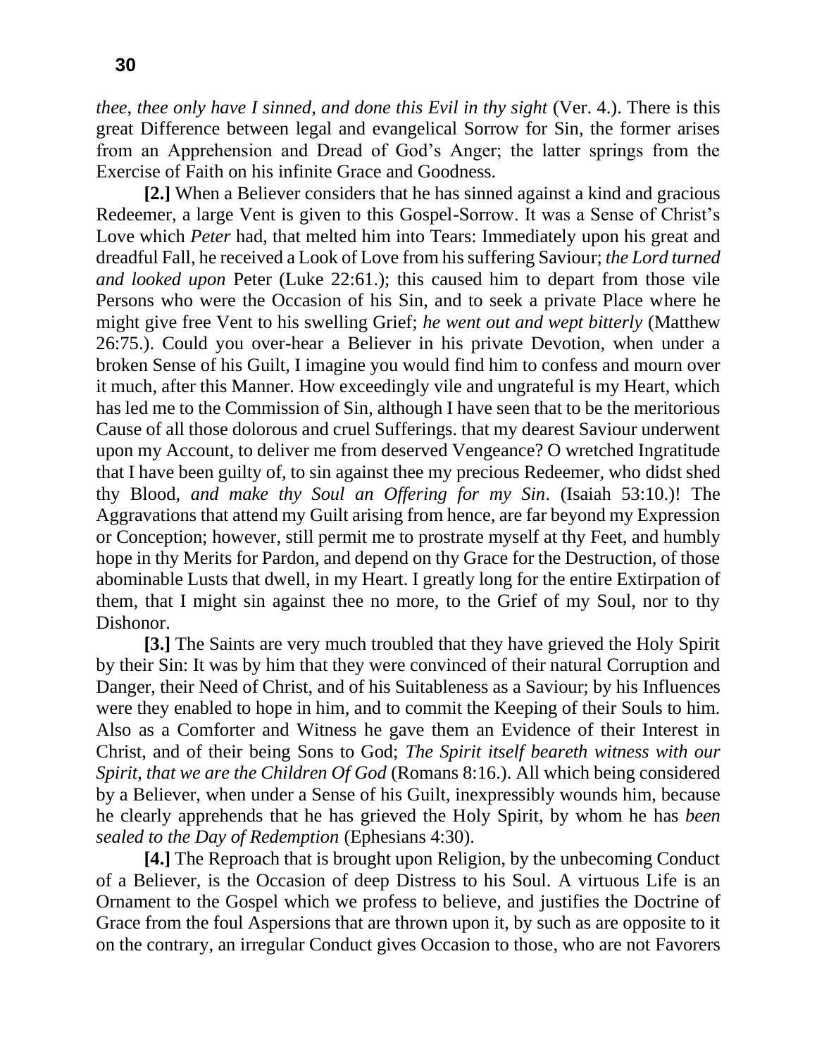*thee*, *thee only have I sinned*, *and done this Evil in thy sight* (Ver. 4.). There is this great Difference between legal and evangelical Sorrow for Sin, the former arises from an Apprehension and Dread of God's Anger; the latter springs from the Exercise of Faith on his infinite Grace and Goodness.

**[2.]** When a Believer considers that he has sinned against a kind and gracious Redeemer, a large Vent is given to this Gospel-Sorrow. It was a Sense of Christ's Love which *Peter* had, that melted him into Tears: Immediately upon his great and dreadful Fall, he received a Look of Love from his suffering Saviour; *the Lord turned and looked upon* Peter (Luke 22:61.); this caused him to depart from those vile Persons who were the Occasion of his Sin, and to seek a private Place where he might give free Vent to his swelling Grief; *he went out and wept bitterly* (Matthew 26:75.). Could you over-hear a Believer in his private Devotion, when under a broken Sense of his Guilt, I imagine you would find him to confess and mourn over it much, after this Manner. How exceedingly vile and ungrateful is my Heart, which has led me to the Commission of Sin, although I have seen that to be the meritorious Cause of all those dolorous and cruel Sufferings. that my dearest Saviour underwent upon my Account, to deliver me from deserved Vengeance? O wretched Ingratitude that I have been guilty of, to sin against thee my precious Redeemer, who didst shed thy Blood, *and make thy Soul an Offering for my Sin*. (Isaiah 53:10.)! The Aggravations that attend my Guilt arising from hence, are far beyond my Expression or Conception; however, still permit me to prostrate myself at thy Feet, and humbly hope in thy Merits for Pardon, and depend on thy Grace for the Destruction, of those abominable Lusts that dwell, in my Heart. I greatly long for the entire Extirpation of them, that I might sin against thee no more, to the Grief of my Soul, nor to thy Dishonor.

**[3.]** The Saints are very much troubled that they have grieved the Holy Spirit by their Sin: It was by him that they were convinced of their natural Corruption and Danger, their Need of Christ, and of his Suitableness as a Saviour; by his Influences were they enabled to hope in him, and to commit the Keeping of their Souls to him. Also as a Comforter and Witness he gave them an Evidence of their Interest in Christ, and of their being Sons to God; *The Spirit itself beareth witness with our Spirit, that we are the Children Of God* (Romans 8:16.). All which being considered by a Believer, when under a Sense of his Guilt, inexpressibly wounds him, because he clearly apprehends that he has grieved the Holy Spirit, by whom he has *been sealed to the Day of Redemption* (Ephesians 4:30).

**[4.]** The Reproach that is brought upon Religion, by the unbecoming Conduct of a Believer, is the Occasion of deep Distress to his Soul. A virtuous Life is an Ornament to the Gospel which we profess to believe, and justifies the Doctrine of Grace from the foul Aspersions that are thrown upon it, by such as are opposite to it on the contrary, an irregular Conduct gives Occasion to those, who are not Favorers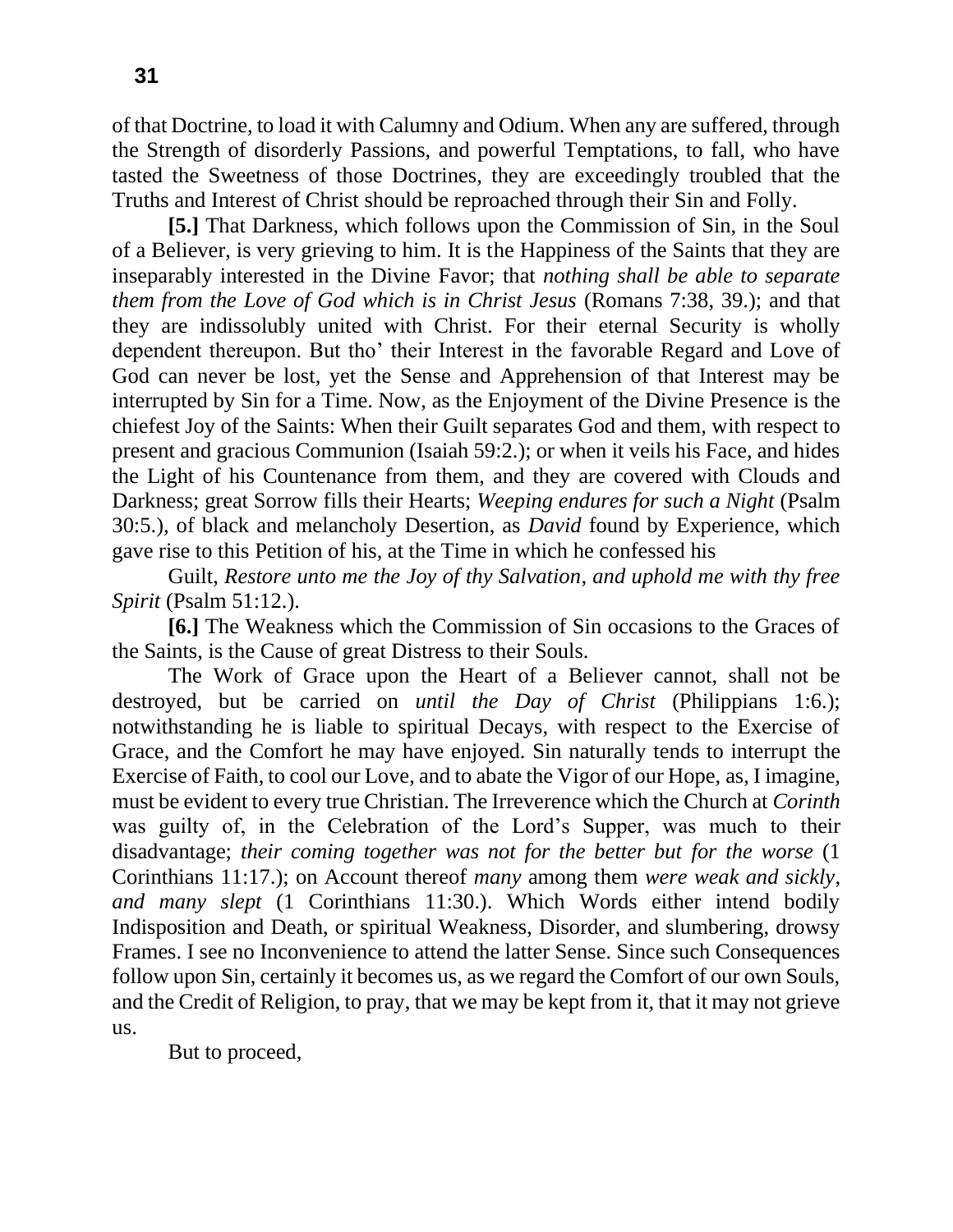of that Doctrine, to load it with Calumny and Odium. When any are suffered, through the Strength of disorderly Passions, and powerful Temptations, to fall, who have tasted the Sweetness of those Doctrines, they are exceedingly troubled that the Truths and Interest of Christ should be reproached through their Sin and Folly.

**[5.]** That Darkness, which follows upon the Commission of Sin, in the Soul of a Believer, is very grieving to him. It is the Happiness of the Saints that they are inseparably interested in the Divine Favor; that *nothing shall be able to separate them from the Love of God which is in Christ Jesus* (Romans 7:38, 39.); and that they are indissolubly united with Christ. For their eternal Security is wholly dependent thereupon. But tho' their Interest in the favorable Regard and Love of God can never be lost, yet the Sense and Apprehension of that Interest may be interrupted by Sin for a Time. Now, as the Enjoyment of the Divine Presence is the chiefest Joy of the Saints: When their Guilt separates God and them, with respect to present and gracious Communion (Isaiah 59:2.); or when it veils his Face, and hides the Light of his Countenance from them, and they are covered with Clouds and Darkness; great Sorrow fills their Hearts; *Weeping endures for such a Night* (Psalm 30:5.), of black and melancholy Desertion, as *David* found by Experience, which gave rise to this Petition of his, at the Time in which he confessed his

Guilt, *Restore unto me the Joy of thy Salvation, and uphold me with thy free Spirit* (Psalm 51:12.).

**[6.]** The Weakness which the Commission of Sin occasions to the Graces of the Saints, is the Cause of great Distress to their Souls.

The Work of Grace upon the Heart of a Believer cannot, shall not be destroyed, but be carried on *until the Day of Christ* (Philippians 1:6.); notwithstanding he is liable to spiritual Decays, with respect to the Exercise of Grace, and the Comfort he may have enjoyed. Sin naturally tends to interrupt the Exercise of Faith, to cool our Love, and to abate the Vigor of our Hope, as, I imagine, must be evident to every true Christian. The Irreverence which the Church at *Corinth* was guilty of, in the Celebration of the Lord's Supper, was much to their disadvantage; *their coming together was not for the better but for the worse* (1 Corinthians 11:17.); on Account thereof *many* among them *were weak and sickly, and many slept* (1 Corinthians 11:30.). Which Words either intend bodily Indisposition and Death, or spiritual Weakness, Disorder, and slumbering, drowsy Frames. I see no Inconvenience to attend the latter Sense. Since such Consequences follow upon Sin, certainly it becomes us, as we regard the Comfort of our own Souls, and the Credit of Religion, to pray, that we may be kept from it, that it may not grieve us.

But to proceed,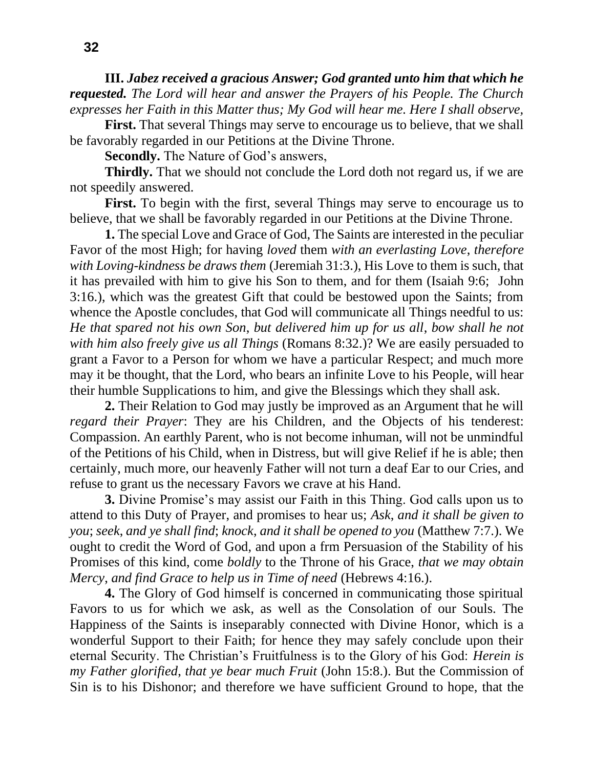**III.** ***Jabez received a gracious Answer; God granted unto him that which he requested.*** *The Lord will hear and answer the Prayers of his People. The Church expresses her Faith in this Matter thus; My God will hear me. Here I shall observe,*

**First.** That several Things may serve to encourage us to believe, that we shall be favorably regarded in our Petitions at the Divine Throne.

**Secondly.** The Nature of God's answers,

**Thirdly.** That we should not conclude the Lord doth not regard us, if we are not speedily answered.

**First.** To begin with the first, several Things may serve to encourage us to believe, that we shall be favorably regarded in our Petitions at the Divine Throne.

**1.** The special Love and Grace of God, The Saints are interested in the peculiar Favor of the most High; for having *loved* them *with an everlasting Love*, *therefore with Loving-kindness be draws them* (Jeremiah 31:3.), His Love to them is such, that it has prevailed with him to give his Son to them, and for them (Isaiah 9:6; John 3:16.), which was the greatest Gift that could be bestowed upon the Saints; from whence the Apostle concludes, that God will communicate all Things needful to us: *He that spared not his own Son, but delivered him up for us all*, *bow shall he not with him also freely give us all Things* (Romans 8:32.)? We are easily persuaded to grant a Favor to a Person for whom we have a particular Respect; and much more may it be thought, that the Lord, who bears an infinite Love to his People, will hear their humble Supplications to him, and give the Blessings which they shall ask.

**2.** Their Relation to God may justly be improved as an Argument that he will *regard their Prayer*: They are his Children, and the Objects of his tenderest: Compassion. An earthly Parent, who is not become inhuman, will not be unmindful of the Petitions of his Child, when in Distress, but will give Relief if he is able; then certainly, much more, our heavenly Father will not turn a deaf Ear to our Cries, and refuse to grant us the necessary Favors we crave at his Hand.

**3.** Divine Promise's may assist our Faith in this Thing. God calls upon us to attend to this Duty of Prayer, and promises to hear us; *Ask*, *and it shall be given to you*; *seek*, *and ye shall find*; *knock*, *and it shall be opened to you* (Matthew 7:7.). We ought to credit the Word of God, and upon a frm Persuasion of the Stability of his Promises of this kind, come *boldly* to the Throne of his Grace, *that we may obtain Mercy, and find Grace to help us in Time of need* (Hebrews 4:16.).

**4.** The Glory of God himself is concerned in communicating those spiritual Favors to us for which we ask, as well as the Consolation of our Souls. The Happiness of the Saints is inseparably connected with Divine Honor, which is a wonderful Support to their Faith; for hence they may safely conclude upon their eternal Security. The Christian's Fruitfulness is to the Glory of his God: *Herein is my Father glorified, that ye bear much Fruit* (John 15:8.). But the Commission of Sin is to his Dishonor; and therefore we have sufficient Ground to hope, that the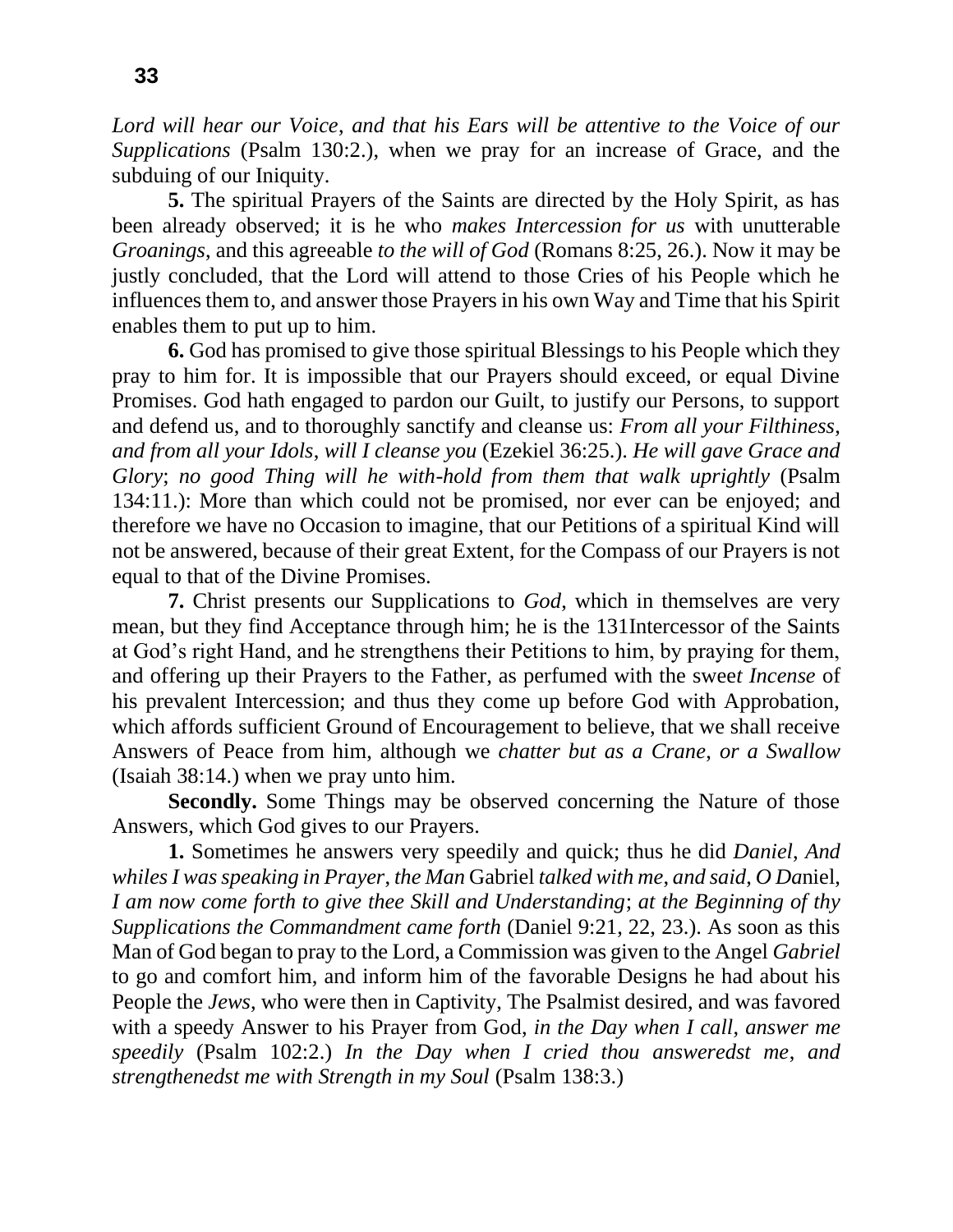*Lord will hear our Voice*, *and that his Ears will be attentive to the Voice of our Supplications* (Psalm 130:2.), when we pray for an increase of Grace, and the subduing of our Iniquity.

**5.** The spiritual Prayers of the Saints are directed by the Holy Spirit, as has been already observed; it is he who *makes Intercession for us* with unutterable *Groanings*, and this agreeable *to the will of God* (Romans 8:25, 26.). Now it may be justly concluded, that the Lord will attend to those Cries of his People which he influences them to, and answer those Prayers in his own Way and Time that his Spirit enables them to put up to him.

**6.** God has promised to give those spiritual Blessings to his People which they pray to him for. It is impossible that our Prayers should exceed, or equal Divine Promises. God hath engaged to pardon our Guilt, to justify our Persons, to support and defend us, and to thoroughly sanctify and cleanse us: *From all your Filthiness*, *and from all your Idols*, *will I cleanse you* (Ezekiel 36:25.). *He will gave Grace and Glory*; *no good Thing will he with-hold from them that walk uprightly* (Psalm 134:11.): More than which could not be promised, nor ever can be enjoyed; and therefore we have no Occasion to imagine, that our Petitions of a spiritual Kind will not be answered, because of their great Extent, for the Compass of our Prayers is not equal to that of the Divine Promises.

**7.** Christ presents our Supplications to *God*, which in themselves are very mean, but they find Acceptance through him; he is the 131Intercessor of the Saints at God's right Hand, and he strengthens their Petitions to him, by praying for them, and offering up their Prayers to the Father, as perfumed with the sweet *Incense* of his prevalent Intercession; and thus they come up before God with Approbation, which affords sufficient Ground of Encouragement to believe, that we shall receive Answers of Peace from him, although we *chatter but as a Crane*, *or a Swallow* (Isaiah 38:14.) when we pray unto him.

**Secondly.** Some Things may be observed concerning the Nature of those Answers, which God gives to our Prayers.

**1.** Sometimes he answers very speedily and quick; thus he did *Daniel*, *And whiles I was speaking in Prayer*, *the Man* Gabriel *talked with me*, *and said*, *O Da*niel, *I am now come forth to give thee Skill and Understanding*; *at the Beginning of thy Supplications the Commandment came forth* (Daniel 9:21, 22, 23.). As soon as this Man of God began to pray to the Lord, a Commission was given to the Angel *Gabriel* to go and comfort him, and inform him of the favorable Designs he had about his People the *Jews*, who were then in Captivity, The Psalmist desired, and was favored with a speedy Answer to his Prayer from God, *in the Day when I call*, *answer me speedily* (Psalm 102:2.) *In the Day when I cried thou answeredst me*, *and strengthenedst me with Strength in my Soul* (Psalm 138:3.)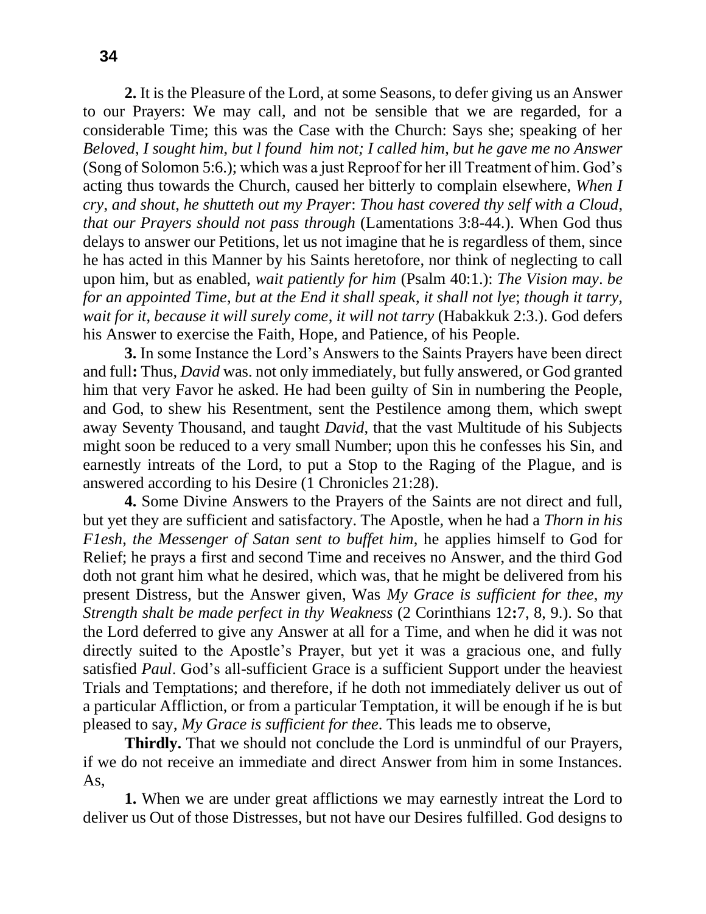**2.** It is the Pleasure of the Lord, at some Seasons, to defer giving us an Answer to our Prayers: We may call, and not be sensible that we are regarded, for a considerable Time; this was the Case with the Church: Says she; speaking of her *Beloved*, *I sought him, but l found him not; I called him, but he gave me no Answer* (Song of Solomon 5:6.); which was a just Reproof for her ill Treatment of him. God's acting thus towards the Church, caused her bitterly to complain elsewhere, *When I cry, and shout, he shutteth out my Prayer*: *Thou hast covered thy self with a Cloud, that our Prayers should not pass through* (Lamentations 3:8-44.). When God thus delays to answer our Petitions, let us not imagine that he is regardless of them, since he has acted in this Manner by his Saints heretofore, nor think of neglecting to call upon him, but as enabled, *wait patiently for him* (Psalm 40:1.): *The Vision may*. *be for an appointed Time, but at the End it shall speak, it shall not lye*; *though it tarry, wait for it*, *because it will surely come, it will not tarry* (Habakkuk 2:3.). God defers his Answer to exercise the Faith, Hope, and Patience, of his People.

**3.** In some Instance the Lord's Answers to the Saints Prayers have been direct and full**:** Thus, *David* was. not only immediately, but fully answered, or God granted him that very Favor he asked. He had been guilty of Sin in numbering the People, and God, to shew his Resentment, sent the Pestilence among them, which swept away Seventy Thousand, and taught *David*, that the vast Multitude of his Subjects might soon be reduced to a very small Number; upon this he confesses his Sin, and earnestly intreats of the Lord, to put a Stop to the Raging of the Plague, and is answered according to his Desire (1 Chronicles 21:28).

**4.** Some Divine Answers to the Prayers of the Saints are not direct and full, but yet they are sufficient and satisfactory. The Apostle, when he had a *Thorn in his F1esh, the Messenger of Satan sent to buffet him*, he applies himself to God for Relief; he prays a first and second Time and receives no Answer, and the third God doth not grant him what he desired, which was, that he might be delivered from his present Distress, but the Answer given, Was *My Grace is sufficient for thee*, *my Strength shalt be made perfect in thy Weakness* (2 Corinthians 12**:**7, 8, 9.). So that the Lord deferred to give any Answer at all for a Time, and when he did it was not directly suited to the Apostle's Prayer, but yet it was a gracious one, and fully satisfied *Paul*. God's all-sufficient Grace is a sufficient Support under the heaviest Trials and Temptations; and therefore, if he doth not immediately deliver us out of a particular Affliction, or from a particular Temptation, it will be enough if he is but pleased to say, *My Grace is sufficient for thee*. This leads me to observe,

**Thirdly.** That we should not conclude the Lord is unmindful of our Prayers, if we do not receive an immediate and direct Answer from him in some Instances. As,

**1.** When we are under great afflictions we may earnestly intreat the Lord to deliver us Out of those Distresses, but not have our Desires fulfilled. God designs to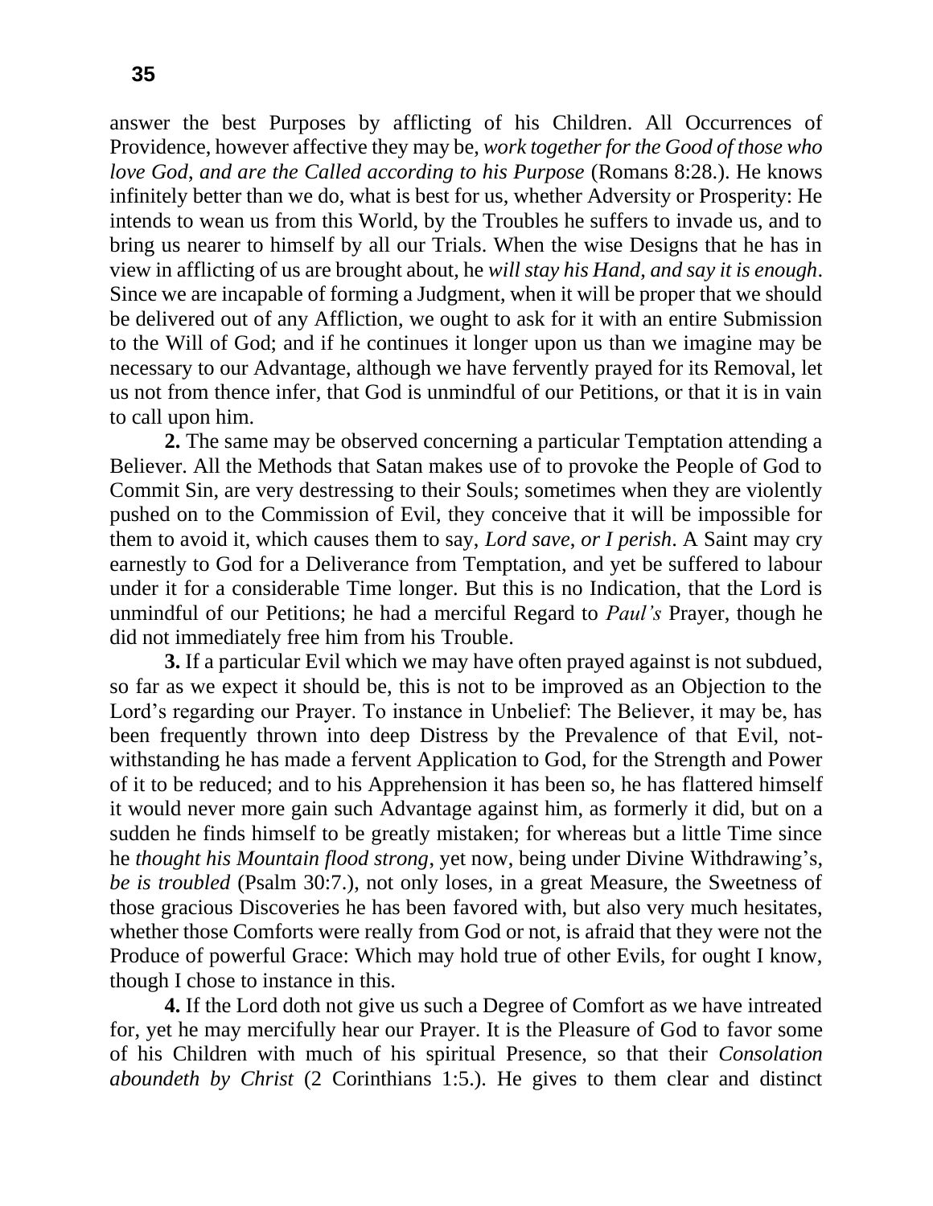answer the best Purposes by afflicting of his Children. All Occurrences of Providence, however affective they may be, *work together for the Good of those who love God, and are the Called according to his Purpose* (Romans 8:28.). He knows infinitely better than we do, what is best for us, whether Adversity or Prosperity: He intends to wean us from this World, by the Troubles he suffers to invade us, and to bring us nearer to himself by all our Trials. When the wise Designs that he has in view in afflicting of us are brought about, he *will stay his Hand, and say it is enough*. Since we are incapable of forming a Judgment, when it will be proper that we should be delivered out of any Affliction, we ought to ask for it with an entire Submission to the Will of God; and if he continues it longer upon us than we imagine may be necessary to our Advantage, although we have fervently prayed for its Removal, let us not from thence infer, that God is unmindful of our Petitions, or that it is in vain to call upon him.

**2.** The same may be observed concerning a particular Temptation attending a Believer. All the Methods that Satan makes use of to provoke the People of God to Commit Sin, are very destressing to their Souls; sometimes when they are violently pushed on to the Commission of Evil, they conceive that it will be impossible for them to avoid it, which causes them to say, *Lord save, or I perish*. A Saint may cry earnestly to God for a Deliverance from Temptation, and yet be suffered to labour under it for a considerable Time longer. But this is no Indication, that the Lord is unmindful of our Petitions; he had a merciful Regard to *Paul's* Prayer, though he did not immediately free him from his Trouble.

**3.** If a particular Evil which we may have often prayed against is not subdued, so far as we expect it should be, this is not to be improved as an Objection to the Lord's regarding our Prayer. To instance in Unbelief: The Believer, it may be, has been frequently thrown into deep Distress by the Prevalence of that Evil, notwithstanding he has made a fervent Application to God, for the Strength and Power of it to be reduced; and to his Apprehension it has been so, he has flattered himself it would never more gain such Advantage against him, as formerly it did, but on a sudden he finds himself to be greatly mistaken; for whereas but a little Time since he *thought his Mountain flood strong*, yet now, being under Divine Withdrawing's, *be is troubled* (Psalm 30:7.), not only loses, in a great Measure, the Sweetness of those gracious Discoveries he has been favored with, but also very much hesitates, whether those Comforts were really from God or not, is afraid that they were not the Produce of powerful Grace: Which may hold true of other Evils, for ought I know, though I chose to instance in this.

**4.** If the Lord doth not give us such a Degree of Comfort as we have intreated for, yet he may mercifully hear our Prayer. It is the Pleasure of God to favor some of his Children with much of his spiritual Presence, so that their *Consolation aboundeth by Christ* (2 Corinthians 1:5.). He gives to them clear and distinct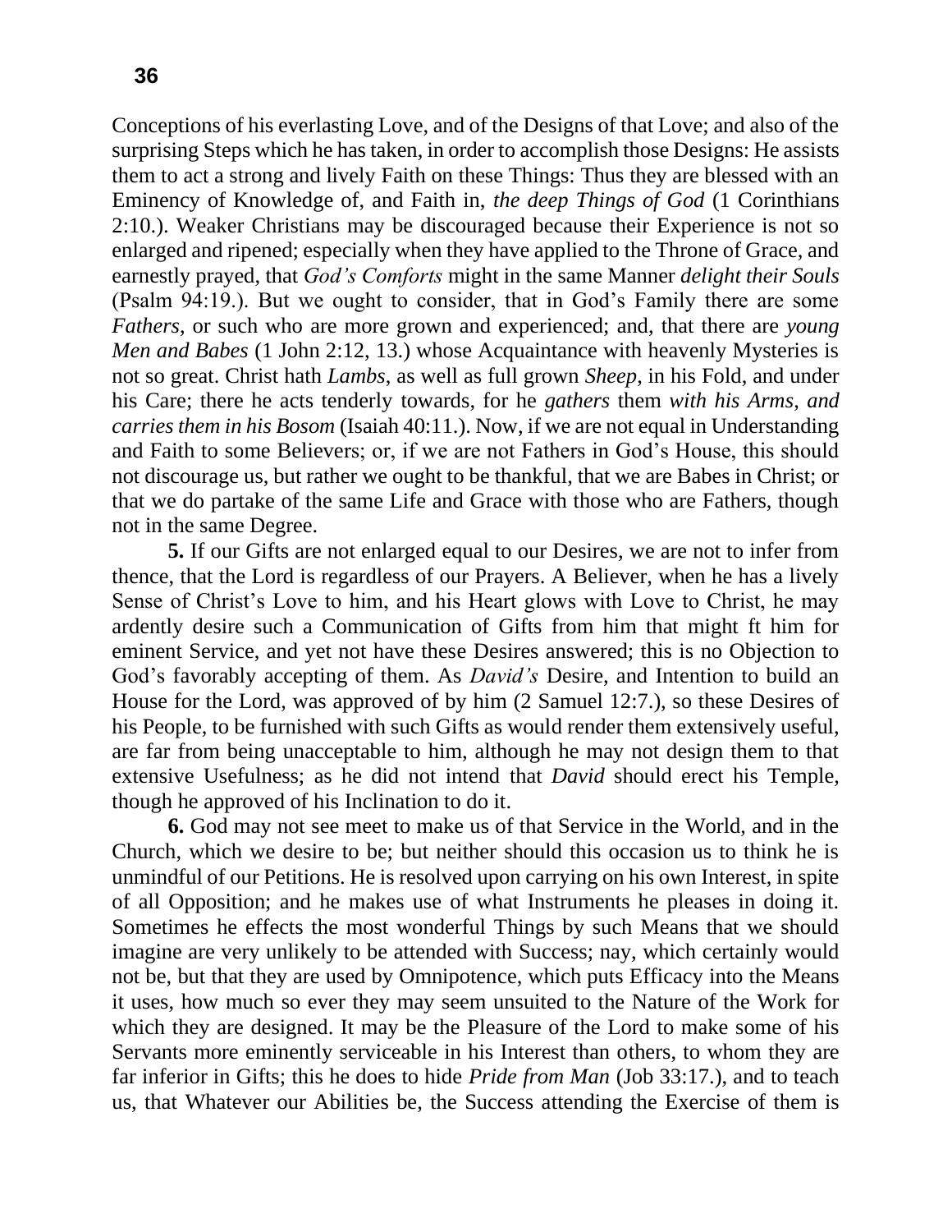Conceptions of his everlasting Love, and of the Designs of that Love; and also of the surprising Steps which he has taken, in order to accomplish those Designs: He assists them to act a strong and lively Faith on these Things: Thus they are blessed with an Eminency of Knowledge of, and Faith in, *the deep Things of God* (1 Corinthians 2:10.). Weaker Christians may be discouraged because their Experience is not so enlarged and ripened; especially when they have applied to the Throne of Grace, and earnestly prayed, that *God's Comforts* might in the same Manner *delight their Souls* (Psalm 94:19.). But we ought to consider, that in God's Family there are some *Fathers*, or such who are more grown and experienced; and, that there are *young Men and Babes* (1 John 2:12, 13.) whose Acquaintance with heavenly Mysteries is not so great. Christ hath *Lambs*, as well as full grown *Sheep*, in his Fold, and under his Care; there he acts tenderly towards, for he *gathers* them *with his Arms*, *and carries them in his Bosom* (Isaiah 40:11.). Now, if we are not equal in Understanding and Faith to some Believers; or, if we are not Fathers in God's House, this should not discourage us, but rather we ought to be thankful, that we are Babes in Christ; or that we do partake of the same Life and Grace with those who are Fathers, though not in the same Degree.

**5.** If our Gifts are not enlarged equal to our Desires, we are not to infer from thence, that the Lord is regardless of our Prayers. A Believer, when he has a lively Sense of Christ's Love to him, and his Heart glows with Love to Christ, he may ardently desire such a Communication of Gifts from him that might ft him for eminent Service, and yet not have these Desires answered; this is no Objection to God's favorably accepting of them. As *David's* Desire, and Intention to build an House for the Lord, was approved of by him (2 Samuel 12:7.), so these Desires of his People, to be furnished with such Gifts as would render them extensively useful, are far from being unacceptable to him, although he may not design them to that extensive Usefulness; as he did not intend that *David* should erect his Temple, though he approved of his Inclination to do it.

**6.** God may not see meet to make us of that Service in the World, and in the Church, which we desire to be; but neither should this occasion us to think he is unmindful of our Petitions. He is resolved upon carrying on his own Interest, in spite of all Opposition; and he makes use of what Instruments he pleases in doing it. Sometimes he effects the most wonderful Things by such Means that we should imagine are very unlikely to be attended with Success; nay, which certainly would not be, but that they are used by Omnipotence, which puts Efficacy into the Means it uses, how much so ever they may seem unsuited to the Nature of the Work for which they are designed. It may be the Pleasure of the Lord to make some of his Servants more eminently serviceable in his Interest than others, to whom they are far inferior in Gifts; this he does to hide *Pride from Man* (Job 33:17.), and to teach us, that Whatever our Abilities be, the Success attending the Exercise of them is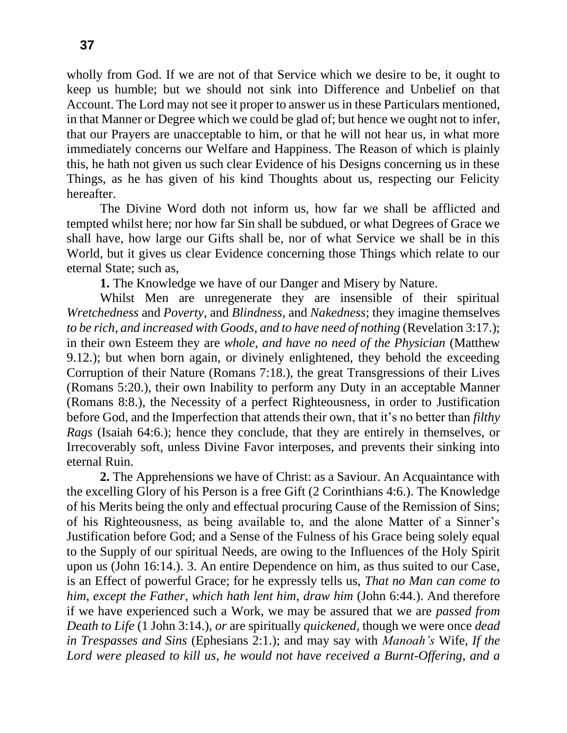wholly from God. If we are not of that Service which we desire to be, it ought to keep us humble; but we should not sink into Difference and Unbelief on that Account. The Lord may not see it proper to answer us in these Particulars mentioned, in that Manner or Degree which we could be glad of; but hence we ought not to infer, that our Prayers are unacceptable to him, or that he will not hear us, in what more immediately concerns our Welfare and Happiness. The Reason of which is plainly this, he hath not given us such clear Evidence of his Designs concerning us in these Things, as he has given of his kind Thoughts about us, respecting our Felicity hereafter.

The Divine Word doth not inform us, how far we shall be afflicted and tempted whilst here; nor how far Sin shall be subdued, or what Degrees of Grace we shall have, how large our Gifts shall be, nor of what Service we shall be in this World, but it gives us clear Evidence concerning those Things which relate to our eternal State; such as,

**1.** The Knowledge we have of our Danger and Misery by Nature.

Whilst Men are unregenerate they are insensible of their spiritual *Wretchedness* and *Poverty*, and *Blindness*, and *Nakedness*; they imagine themselves *to be rich, and increased with Goods, and to have need of nothing* (Revelation 3:17.); in their own Esteem they are *whole, and have no need of the Physician* (Matthew 9.12.); but when born again, or divinely enlightened, they behold the exceeding Corruption of their Nature (Romans 7:18.), the great Transgressions of their Lives (Romans 5:20.), their own Inability to perform any Duty in an acceptable Manner (Romans 8:8.), the Necessity of a perfect Righteousness, in order to Justification before God, and the Imperfection that attends their own, that it's no better than *filthy Rags* (Isaiah 64:6.); hence they conclude, that they are entirely in themselves, or Irrecoverably soft, unless Divine Favor interposes, and prevents their sinking into eternal Ruin.

**2.** The Apprehensions we have of Christ: as a Saviour. An Acquaintance with the excelling Glory of his Person is a free Gift (2 Corinthians 4:6.). The Knowledge of his Merits being the only and effectual procuring Cause of the Remission of Sins; of his Righteousness, as being available to, and the alone Matter of a Sinner's Justification before God; and a Sense of the Fulness of his Grace being solely equal to the Supply of our spiritual Needs, are owing to the Influences of the Holy Spirit upon us (John 16:14.). 3. An entire Dependence on him, as thus suited to our Case, is an Effect of powerful Grace; for he expressly tells us, *That no Man can come to him, except the Father, which hath lent him, draw him* (John 6:44.). And therefore if we have experienced such a Work, we may be assured that we are *passed from Death to Life* (1 John 3:14.), *or* are spiritually *quickened*, though we were once *dead in Trespasses and Sins* (Ephesians 2:1.); and may say with *Manoah's* Wife, *If the Lord were pleased to kill us, he would not have received a Burnt-Offering, and a*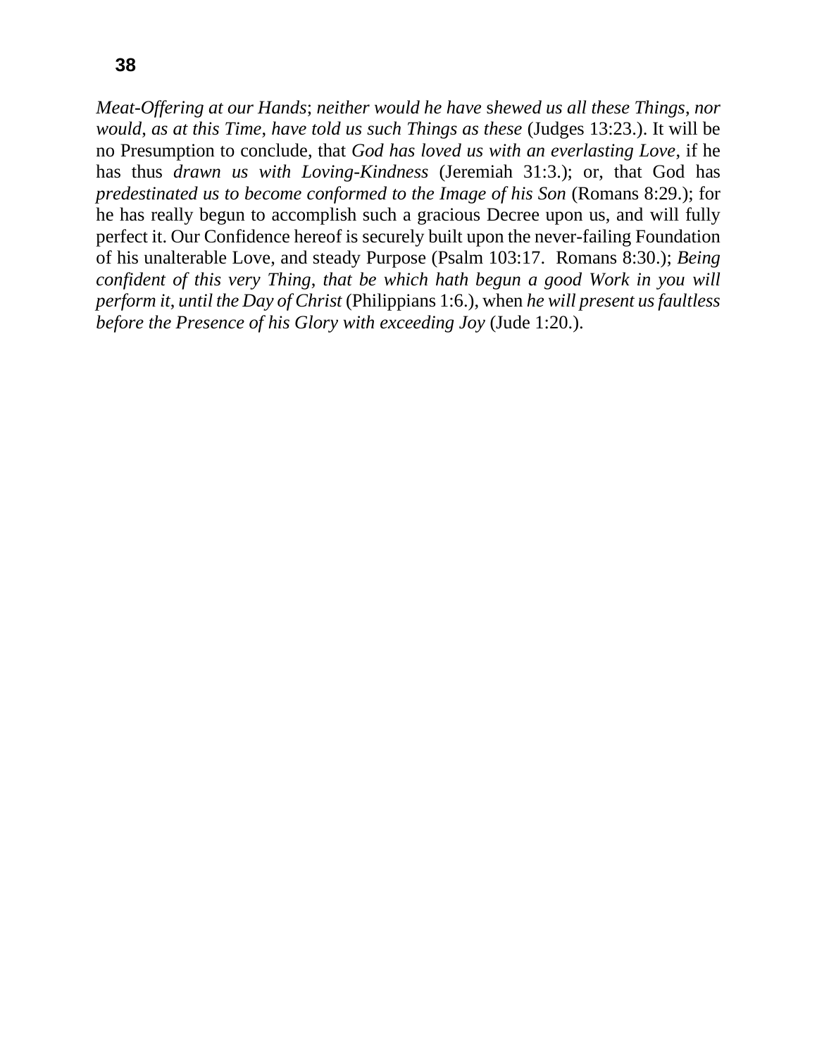*Meat-Offering at our Hands*; *neither would he have* s*hewed us all these Things*, *nor would*, *as at this Time, have told us such Things as these* (Judges 13:23.). It will be no Presumption to conclude, that *God has loved us with an everlasting Love*, if he has thus *drawn us with Loving-Kindness* (Jeremiah 31:3.); or, that God has *predestinated us to become conformed to the Image of his Son* (Romans 8:29.); for he has really begun to accomplish such a gracious Decree upon us, and will fully perfect it. Our Confidence hereof is securely built upon the never-failing Foundation of his unalterable Love, and steady Purpose (Psalm 103:17. Romans 8:30.); *Being confident of this very Thing, that be which hath begun a good Work in you will perform it, until the Day of Christ* (Philippians 1:6.), when *he will present us faultless before the Presence of his Glory with exceeding Joy* (Jude 1:20.).